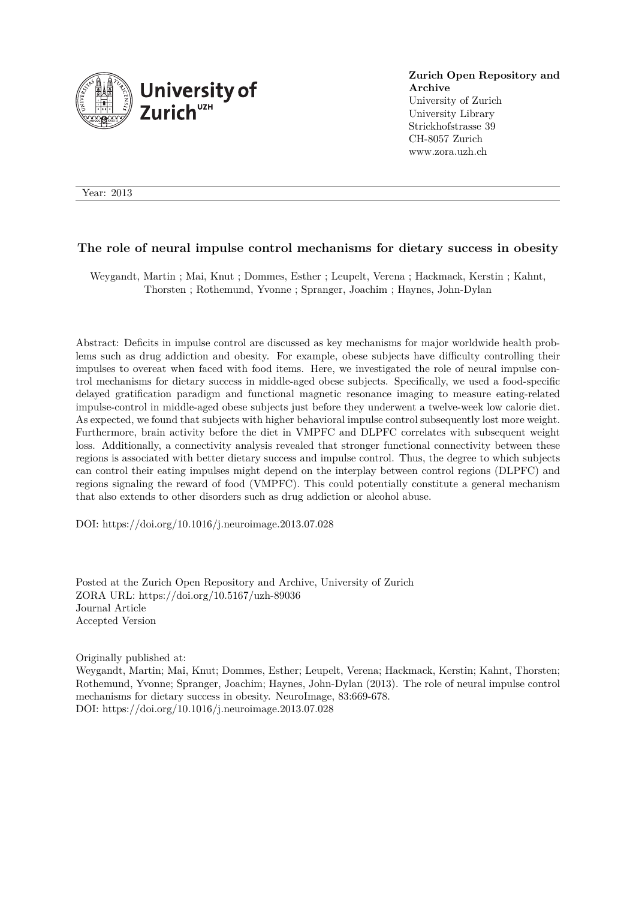**Zurich Open Repository and Archive**
University of Zurich
University Library
Strickhofstrasse 39
CH-8057 Zurich
www.zora.uzh.ch

Year: 2013

# The role of neural impulse control mechanisms for dietary success in obesity

Weygandt, Martin ; Mai, Knut ; Dommes, Esther ; Leupelt, Verena ; Hackmack, Kerstin ; Kahnt, Thorsten ; Rothemund, Yvonne ; Spranger, Joachim ; Haynes, John-Dylan

Abstract: Deficits in impulse control are discussed as key mechanisms for major worldwide health problems such as drug addiction and obesity. For example, obese subjects have difficulty controlling their impulses to overeat when faced with food items. Here, we investigated the role of neural impulse control mechanisms for dietary success in middle-aged obese subjects. Specifically, we used a food-specific delayed gratification paradigm and functional magnetic resonance imaging to measure eating-related impulse-control in middle-aged obese subjects just before they underwent a twelve-week low calorie diet. As expected, we found that subjects with higher behavioral impulse control subsequently lost more weight. Furthermore, brain activity before the diet in VMPFC and DLPFC correlates with subsequent weight loss. Additionally, a connectivity analysis revealed that stronger functional connectivity between these regions is associated with better dietary success and impulse control. Thus, the degree to which subjects can control their eating impulses might depend on the interplay between control regions (DLPFC) and regions signaling the reward of food (VMPFC). This could potentially constitute a general mechanism that also extends to other disorders such as drug addiction or alcohol abuse.

DOI: https://doi.org/10.1016/j.neuroimage.2013.07.028

Posted at the Zurich Open Repository and Archive, University of Zurich
ZORA URL: https://doi.org/10.5167/uzh-89036
Journal Article
Accepted Version

Originally published at:
Weygandt, Martin; Mai, Knut; Dommes, Esther; Leupelt, Verena; Hackmack, Kerstin; Kahnt, Thorsten; Rothemund, Yvonne; Spranger, Joachim; Haynes, John-Dylan (2013). The role of neural impulse control mechanisms for dietary success in obesity. NeuroImage, 83:669-678.
DOI: https://doi.org/10.1016/j.neuroimage.2013.07.028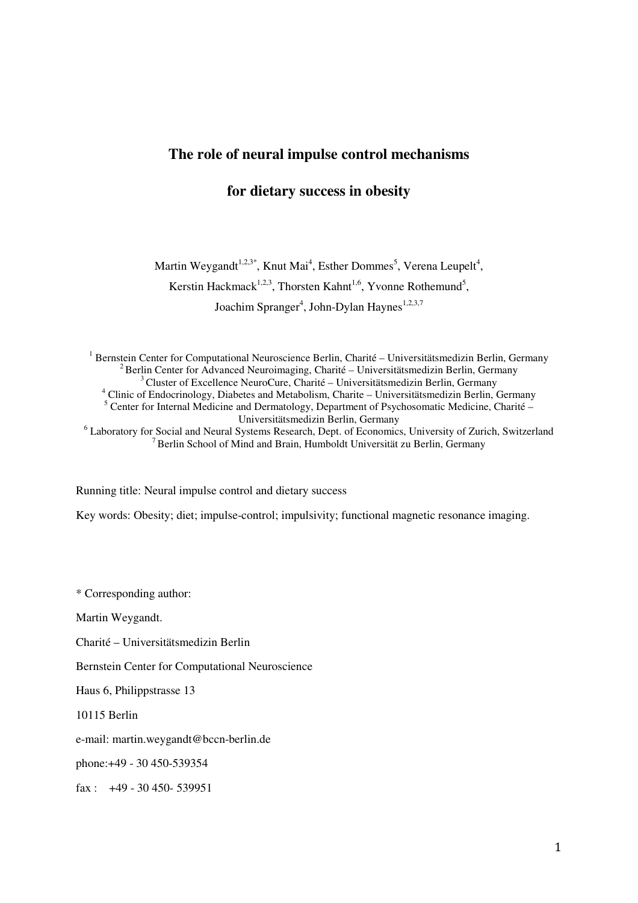# The role of neural impulse control mechanisms

# for dietary success in obesity

Martin Weygandt[1,2,3*], Knut Mai[4], Esther Dommes[5], Verena Leupelt[4], Kerstin Hackmack[1,2,3], Thorsten Kahnt[1,6], Yvonne Rothemund[5], Joachim Spranger[4], John-Dylan Haynes[1,2,3,7]

[1] Bernstein Center for Computational Neuroscience Berlin, Charité – Universitätsmedizin Berlin, Germany
[2] Berlin Center for Advanced Neuroimaging, Charité – Universitätsmedizin Berlin, Germany
[3] Cluster of Excellence NeuroCure, Charité – Universitätsmedizin Berlin, Germany
[4] Clinic of Endocrinology, Diabetes and Metabolism, Charite – Universitätsmedizin Berlin, Germany
[5] Center for Internal Medicine and Dermatology, Department of Psychosomatic Medicine, Charité – Universitätsmedizin Berlin, Germany
[6] Laboratory for Social and Neural Systems Research, Dept. of Economics, University of Zurich, Switzerland
[7] Berlin School of Mind and Brain, Humboldt Universität zu Berlin, Germany

Running title: Neural impulse control and dietary success

Key words: Obesity; diet; impulse-control; impulsivity; functional magnetic resonance imaging.

\* Corresponding author:

Martin Weygandt.

Charité – Universitätsmedizin Berlin

Bernstein Center for Computational Neuroscience

Haus 6, Philippstrasse 13

10115 Berlin

e-mail: martin.weygandt@bccn-berlin.de

phone:+49 - 30 450-539354

fax : +49 - 30 450- 539951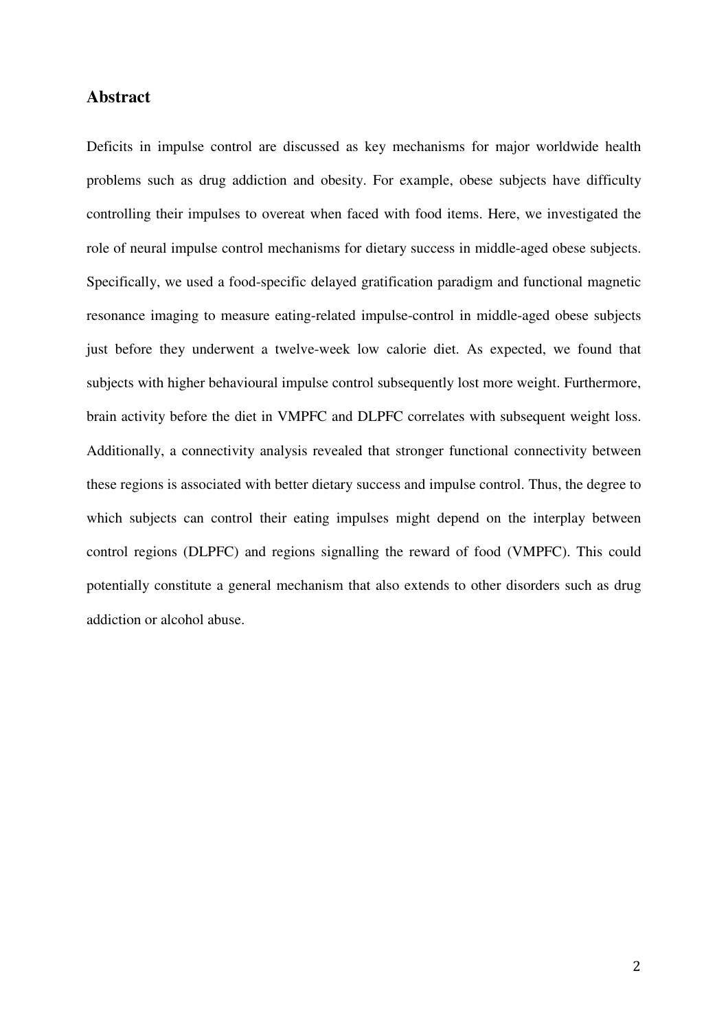## Abstract

Deficits in impulse control are discussed as key mechanisms for major worldwide health problems such as drug addiction and obesity. For example, obese subjects have difficulty controlling their impulses to overeat when faced with food items. Here, we investigated the role of neural impulse control mechanisms for dietary success in middle-aged obese subjects. Specifically, we used a food-specific delayed gratification paradigm and functional magnetic resonance imaging to measure eating-related impulse-control in middle-aged obese subjects just before they underwent a twelve-week low calorie diet. As expected, we found that subjects with higher behavioural impulse control subsequently lost more weight. Furthermore, brain activity before the diet in VMPFC and DLPFC correlates with subsequent weight loss. Additionally, a connectivity analysis revealed that stronger functional connectivity between these regions is associated with better dietary success and impulse control. Thus, the degree to which subjects can control their eating impulses might depend on the interplay between control regions (DLPFC) and regions signalling the reward of food (VMPFC). This could potentially constitute a general mechanism that also extends to other disorders such as drug addiction or alcohol abuse.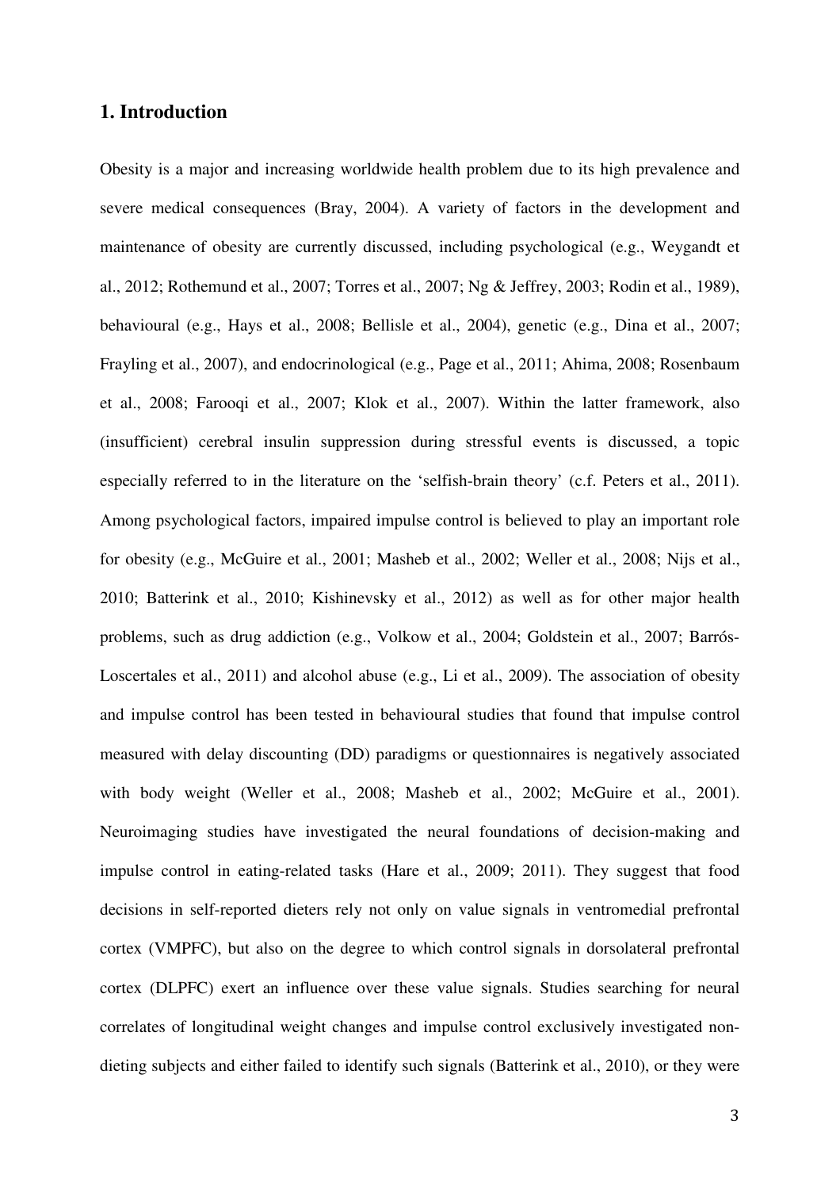## 1. Introduction

Obesity is a major and increasing worldwide health problem due to its high prevalence and severe medical consequences (Bray, 2004). A variety of factors in the development and maintenance of obesity are currently discussed, including psychological (e.g., Weygandt et al., 2012; Rothemund et al., 2007; Torres et al., 2007; Ng & Jeffrey, 2003; Rodin et al., 1989), behavioural (e.g., Hays et al., 2008; Bellisle et al., 2004), genetic (e.g., Dina et al., 2007; Frayling et al., 2007), and endocrinological (e.g., Page et al., 2011; Ahima, 2008; Rosenbaum et al., 2008; Farooqi et al., 2007; Klok et al., 2007). Within the latter framework, also (insufficient) cerebral insulin suppression during stressful events is discussed, a topic especially referred to in the literature on the 'selfish-brain theory' (c.f. Peters et al., 2011). Among psychological factors, impaired impulse control is believed to play an important role for obesity (e.g., McGuire et al., 2001; Masheb et al., 2002; Weller et al., 2008; Nijs et al., 2010; Batterink et al., 2010; Kishinevsky et al., 2012) as well as for other major health problems, such as drug addiction (e.g., Volkow et al., 2004; Goldstein et al., 2007; Barrós-Loscertales et al., 2011) and alcohol abuse (e.g., Li et al., 2009). The association of obesity and impulse control has been tested in behavioural studies that found that impulse control measured with delay discounting (DD) paradigms or questionnaires is negatively associated with body weight (Weller et al., 2008; Masheb et al., 2002; McGuire et al., 2001). Neuroimaging studies have investigated the neural foundations of decision-making and impulse control in eating-related tasks (Hare et al., 2009; 2011). They suggest that food decisions in self-reported dieters rely not only on value signals in ventromedial prefrontal cortex (VMPFC), but also on the degree to which control signals in dorsolateral prefrontal cortex (DLPFC) exert an influence over these value signals. Studies searching for neural correlates of longitudinal weight changes and impulse control exclusively investigated non-dieting subjects and either failed to identify such signals (Batterink et al., 2010), or they were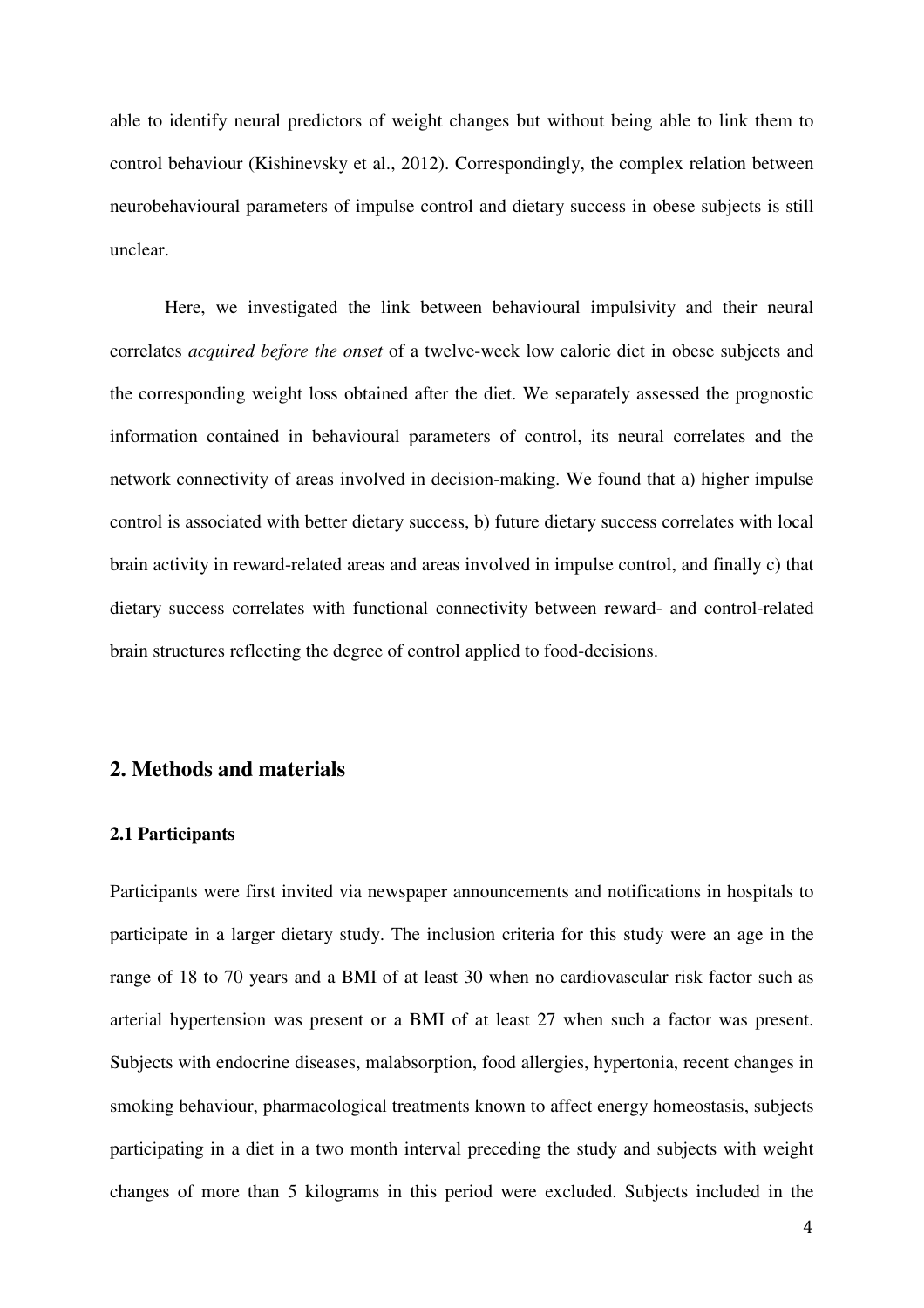able to identify neural predictors of weight changes but without being able to link them to control behaviour (Kishinevsky et al., 2012). Correspondingly, the complex relation between neurobehavioural parameters of impulse control and dietary success in obese subjects is still unclear.

Here, we investigated the link between behavioural impulsivity and their neural correlates *acquired before the onset* of a twelve-week low calorie diet in obese subjects and the corresponding weight loss obtained after the diet. We separately assessed the prognostic information contained in behavioural parameters of control, its neural correlates and the network connectivity of areas involved in decision-making. We found that a) higher impulse control is associated with better dietary success, b) future dietary success correlates with local brain activity in reward-related areas and areas involved in impulse control, and finally c) that dietary success correlates with functional connectivity between reward- and control-related brain structures reflecting the degree of control applied to food-decisions.

## 2. Methods and materials

### 2.1 Participants

Participants were first invited via newspaper announcements and notifications in hospitals to participate in a larger dietary study. The inclusion criteria for this study were an age in the range of 18 to 70 years and a BMI of at least 30 when no cardiovascular risk factor such as arterial hypertension was present or a BMI of at least 27 when such a factor was present. Subjects with endocrine diseases, malabsorption, food allergies, hypertonia, recent changes in smoking behaviour, pharmacological treatments known to affect energy homeostasis, subjects participating in a diet in a two month interval preceding the study and subjects with weight changes of more than 5 kilograms in this period were excluded. Subjects included in the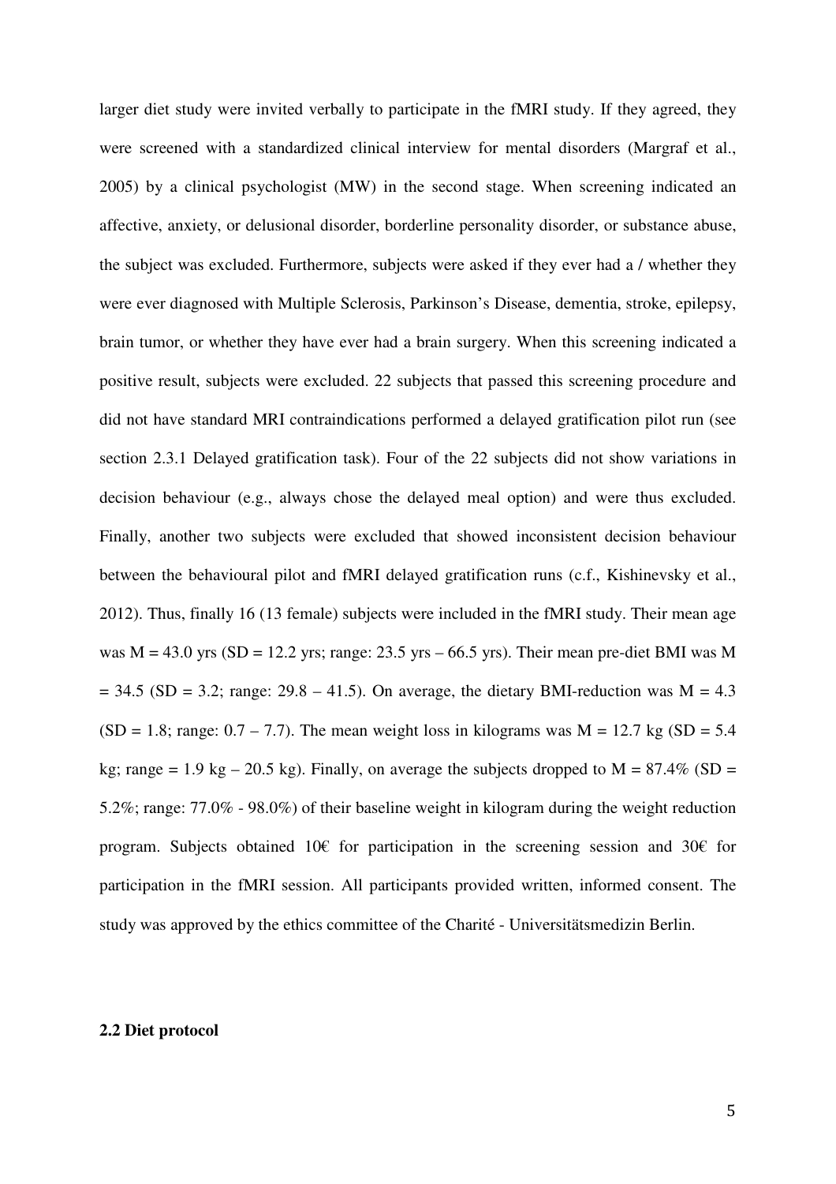larger diet study were invited verbally to participate in the fMRI study. If they agreed, they were screened with a standardized clinical interview for mental disorders (Margraf et al., 2005) by a clinical psychologist (MW) in the second stage. When screening indicated an affective, anxiety, or delusional disorder, borderline personality disorder, or substance abuse, the subject was excluded. Furthermore, subjects were asked if they ever had a / whether they were ever diagnosed with Multiple Sclerosis, Parkinson's Disease, dementia, stroke, epilepsy, brain tumor, or whether they have ever had a brain surgery. When this screening indicated a positive result, subjects were excluded. 22 subjects that passed this screening procedure and did not have standard MRI contraindications performed a delayed gratification pilot run (see section 2.3.1 Delayed gratification task). Four of the 22 subjects did not show variations in decision behaviour (e.g., always chose the delayed meal option) and were thus excluded. Finally, another two subjects were excluded that showed inconsistent decision behaviour between the behavioural pilot and fMRI delayed gratification runs (c.f., Kishinevsky et al., 2012). Thus, finally 16 (13 female) subjects were included in the fMRI study. Their mean age was M = 43.0 yrs (SD = 12.2 yrs; range: 23.5 yrs – 66.5 yrs). Their mean pre-diet BMI was M = 34.5 (SD = 3.2; range: 29.8 – 41.5). On average, the dietary BMI-reduction was M = 4.3 (SD = 1.8; range: 0.7 – 7.7). The mean weight loss in kilograms was M = 12.7 kg (SD = 5.4 kg; range = 1.9 kg – 20.5 kg). Finally, on average the subjects dropped to M = 87.4% (SD = 5.2%; range: 77.0% - 98.0%) of their baseline weight in kilogram during the weight reduction program. Subjects obtained 10€ for participation in the screening session and 30€ for participation in the fMRI session. All participants provided written, informed consent. The study was approved by the ethics committee of the Charité - Universitätsmedizin Berlin.

**2.2 Diet protocol**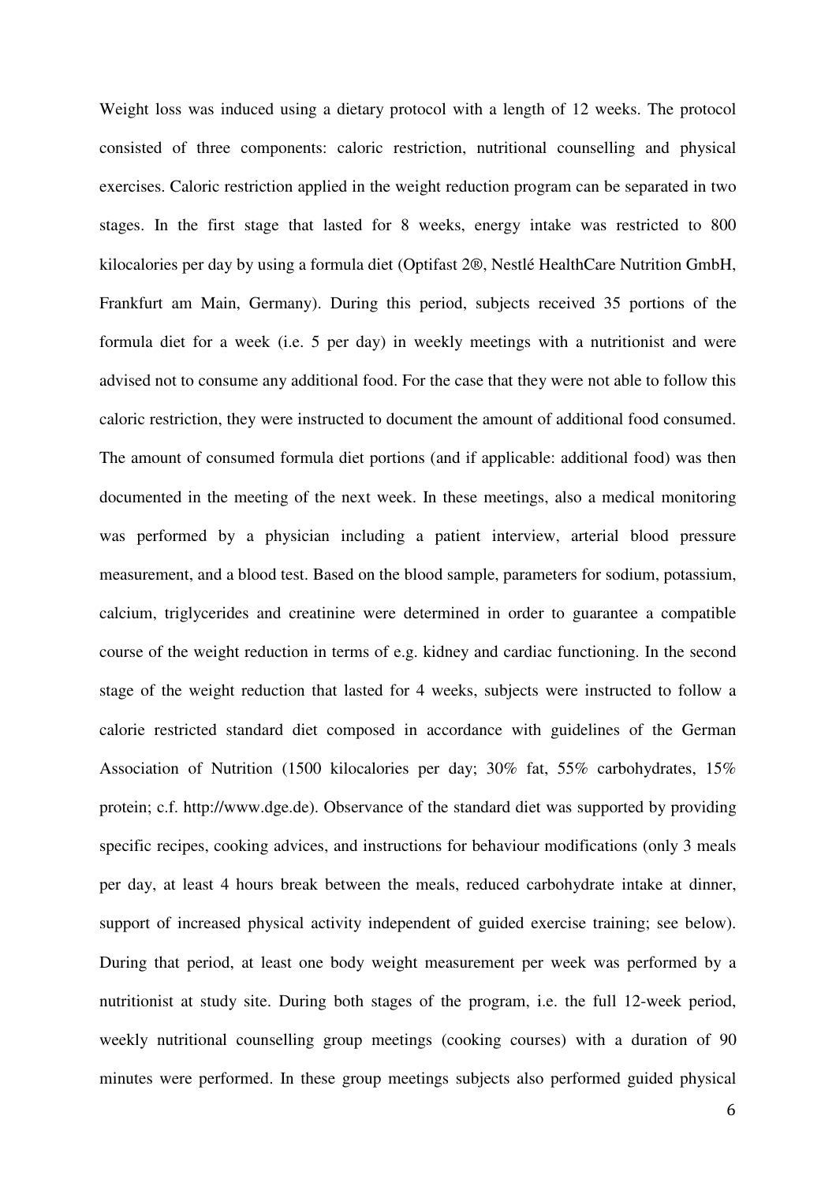Weight loss was induced using a dietary protocol with a length of 12 weeks. The protocol consisted of three components: caloric restriction, nutritional counselling and physical exercises. Caloric restriction applied in the weight reduction program can be separated in two stages. In the first stage that lasted for 8 weeks, energy intake was restricted to 800 kilocalories per day by using a formula diet (Optifast 2®, Nestlé HealthCare Nutrition GmbH, Frankfurt am Main, Germany). During this period, subjects received 35 portions of the formula diet for a week (i.e. 5 per day) in weekly meetings with a nutritionist and were advised not to consume any additional food. For the case that they were not able to follow this caloric restriction, they were instructed to document the amount of additional food consumed. The amount of consumed formula diet portions (and if applicable: additional food) was then documented in the meeting of the next week. In these meetings, also a medical monitoring was performed by a physician including a patient interview, arterial blood pressure measurement, and a blood test. Based on the blood sample, parameters for sodium, potassium, calcium, triglycerides and creatinine were determined in order to guarantee a compatible course of the weight reduction in terms of e.g. kidney and cardiac functioning. In the second stage of the weight reduction that lasted for 4 weeks, subjects were instructed to follow a calorie restricted standard diet composed in accordance with guidelines of the German Association of Nutrition (1500 kilocalories per day; 30% fat, 55% carbohydrates, 15% protein; c.f. http://www.dge.de). Observance of the standard diet was supported by providing specific recipes, cooking advices, and instructions for behaviour modifications (only 3 meals per day, at least 4 hours break between the meals, reduced carbohydrate intake at dinner, support of increased physical activity independent of guided exercise training; see below). During that period, at least one body weight measurement per week was performed by a nutritionist at study site. During both stages of the program, i.e. the full 12-week period, weekly nutritional counselling group meetings (cooking courses) with a duration of 90 minutes were performed. In these group meetings subjects also performed guided physical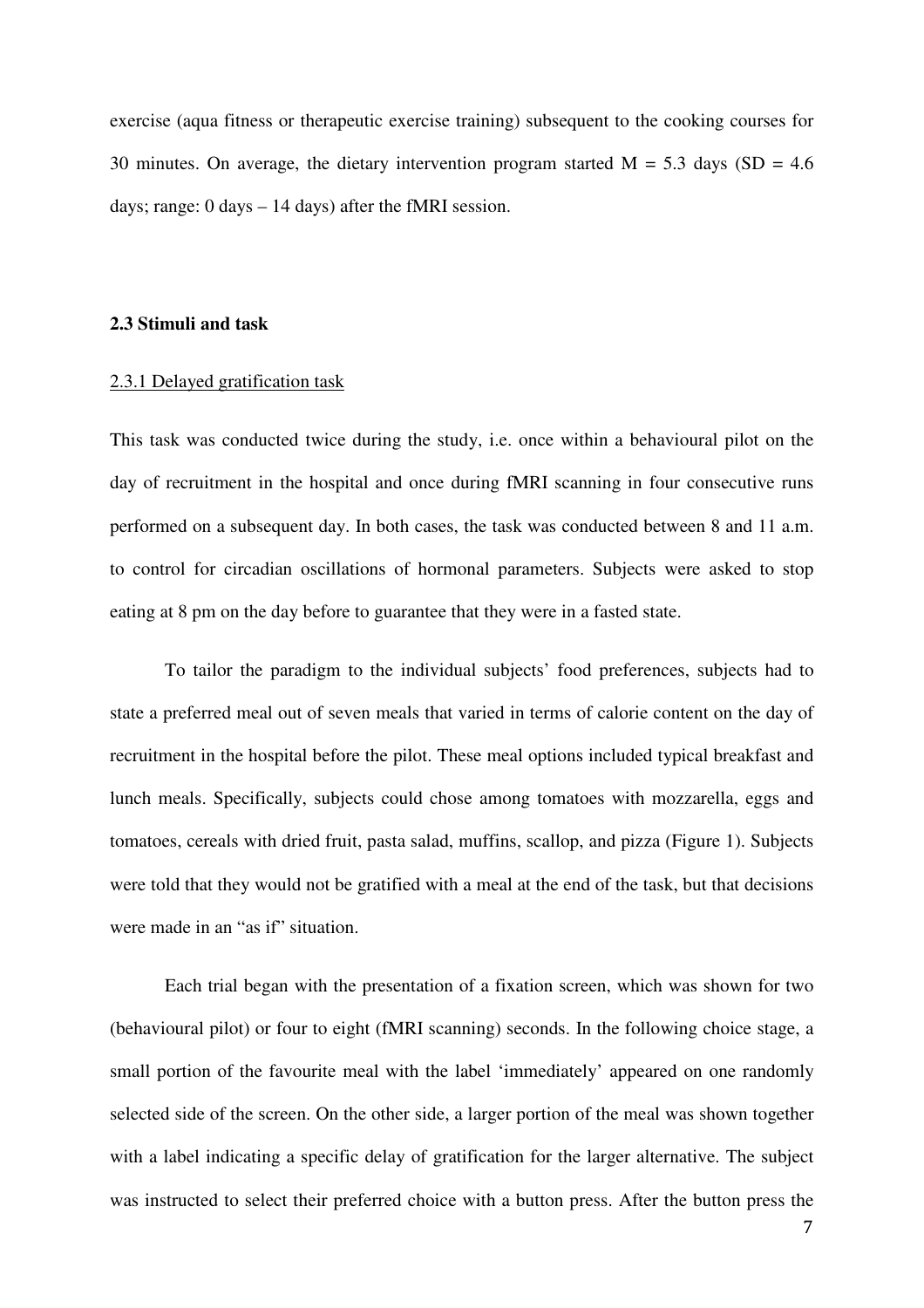exercise (aqua fitness or therapeutic exercise training) subsequent to the cooking courses for 30 minutes. On average, the dietary intervention program started M = 5.3 days (SD = 4.6 days; range: 0 days – 14 days) after the fMRI session.

### 2.3 Stimuli and task

#### 2.3.1 Delayed gratification task

This task was conducted twice during the study, i.e. once within a behavioural pilot on the day of recruitment in the hospital and once during fMRI scanning in four consecutive runs performed on a subsequent day. In both cases, the task was conducted between 8 and 11 a.m. to control for circadian oscillations of hormonal parameters. Subjects were asked to stop eating at 8 pm on the day before to guarantee that they were in a fasted state.

To tailor the paradigm to the individual subjects' food preferences, subjects had to state a preferred meal out of seven meals that varied in terms of calorie content on the day of recruitment in the hospital before the pilot. These meal options included typical breakfast and lunch meals. Specifically, subjects could chose among tomatoes with mozzarella, eggs and tomatoes, cereals with dried fruit, pasta salad, muffins, scallop, and pizza (Figure 1). Subjects were told that they would not be gratified with a meal at the end of the task, but that decisions were made in an "as if" situation.

Each trial began with the presentation of a fixation screen, which was shown for two (behavioural pilot) or four to eight (fMRI scanning) seconds. In the following choice stage, a small portion of the favourite meal with the label 'immediately' appeared on one randomly selected side of the screen. On the other side, a larger portion of the meal was shown together with a label indicating a specific delay of gratification for the larger alternative. The subject was instructed to select their preferred choice with a button press. After the button press the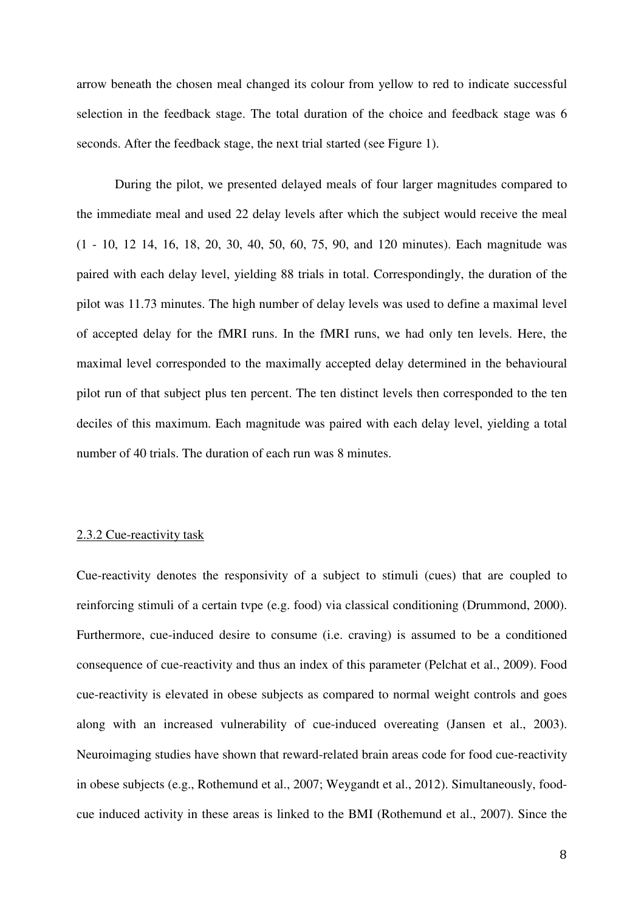arrow beneath the chosen meal changed its colour from yellow to red to indicate successful selection in the feedback stage. The total duration of the choice and feedback stage was 6 seconds. After the feedback stage, the next trial started (see Figure 1).

During the pilot, we presented delayed meals of four larger magnitudes compared to the immediate meal and used 22 delay levels after which the subject would receive the meal (1 - 10, 12 14, 16, 18, 20, 30, 40, 50, 60, 75, 90, and 120 minutes). Each magnitude was paired with each delay level, yielding 88 trials in total. Correspondingly, the duration of the pilot was 11.73 minutes. The high number of delay levels was used to define a maximal level of accepted delay for the fMRI runs. In the fMRI runs, we had only ten levels. Here, the maximal level corresponded to the maximally accepted delay determined in the behavioural pilot run of that subject plus ten percent. The ten distinct levels then corresponded to the ten deciles of this maximum. Each magnitude was paired with each delay level, yielding a total number of 40 trials. The duration of each run was 8 minutes.

### 2.3.2 Cue-reactivity task

Cue-reactivity denotes the responsivity of a subject to stimuli (cues) that are coupled to reinforcing stimuli of a certain tvpe (e.g. food) via classical conditioning (Drummond, 2000). Furthermore, cue-induced desire to consume (i.e. craving) is assumed to be a conditioned consequence of cue-reactivity and thus an index of this parameter (Pelchat et al., 2009). Food cue-reactivity is elevated in obese subjects as compared to normal weight controls and goes along with an increased vulnerability of cue-induced overeating (Jansen et al., 2003). Neuroimaging studies have shown that reward-related brain areas code for food cue-reactivity in obese subjects (e.g., Rothemund et al., 2007; Weygandt et al., 2012). Simultaneously, food-cue induced activity in these areas is linked to the BMI (Rothemund et al., 2007). Since the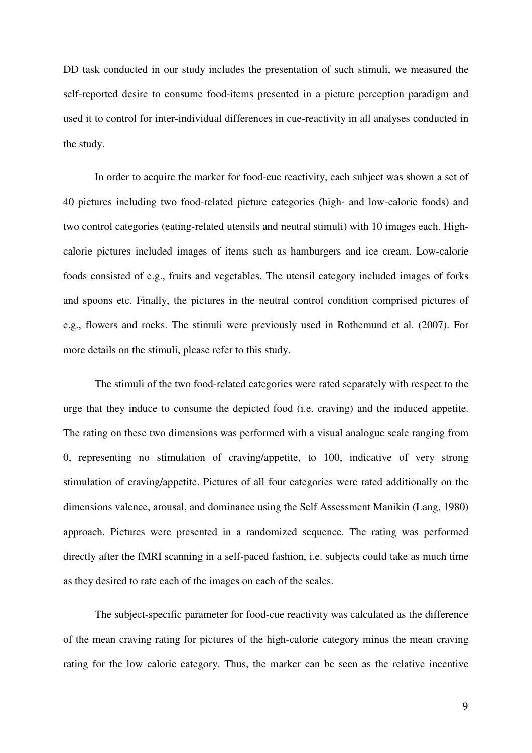DD task conducted in our study includes the presentation of such stimuli, we measured the self-reported desire to consume food-items presented in a picture perception paradigm and used it to control for inter-individual differences in cue-reactivity in all analyses conducted in the study.

In order to acquire the marker for food-cue reactivity, each subject was shown a set of 40 pictures including two food-related picture categories (high- and low-calorie foods) and two control categories (eating-related utensils and neutral stimuli) with 10 images each. High-calorie pictures included images of items such as hamburgers and ice cream. Low-calorie foods consisted of e.g., fruits and vegetables. The utensil category included images of forks and spoons etc. Finally, the pictures in the neutral control condition comprised pictures of e.g., flowers and rocks. The stimuli were previously used in Rothemund et al. (2007). For more details on the stimuli, please refer to this study.

The stimuli of the two food-related categories were rated separately with respect to the urge that they induce to consume the depicted food (i.e. craving) and the induced appetite. The rating on these two dimensions was performed with a visual analogue scale ranging from 0, representing no stimulation of craving/appetite, to 100, indicative of very strong stimulation of craving/appetite. Pictures of all four categories were rated additionally on the dimensions valence, arousal, and dominance using the Self Assessment Manikin (Lang, 1980) approach. Pictures were presented in a randomized sequence. The rating was performed directly after the fMRI scanning in a self-paced fashion, i.e. subjects could take as much time as they desired to rate each of the images on each of the scales.

The subject-specific parameter for food-cue reactivity was calculated as the difference of the mean craving rating for pictures of the high-calorie category minus the mean craving rating for the low calorie category. Thus, the marker can be seen as the relative incentive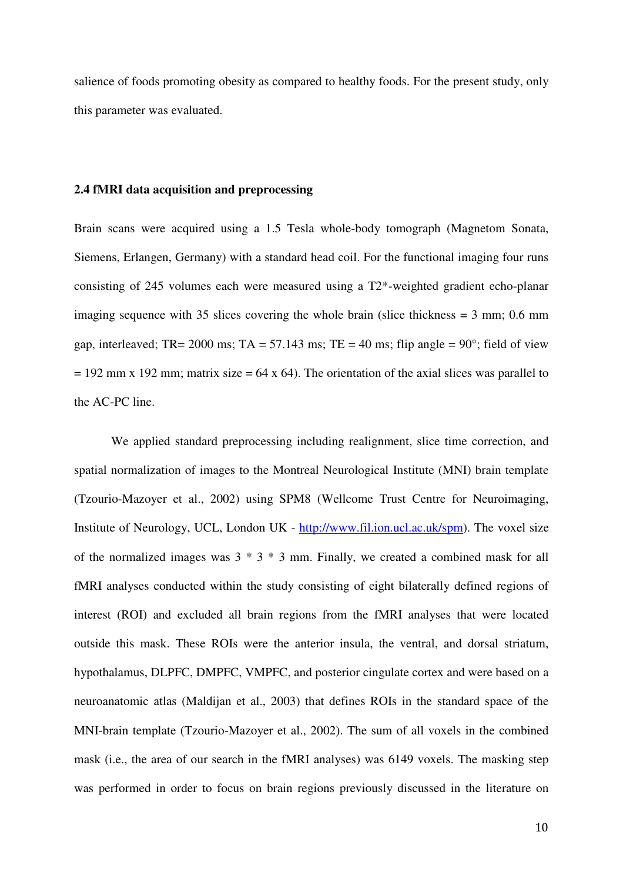salience of foods promoting obesity as compared to healthy foods. For the present study, only this parameter was evaluated.

### 2.4 fMRI data acquisition and preprocessing

Brain scans were acquired using a 1.5 Tesla whole-body tomograph (Magnetom Sonata, Siemens, Erlangen, Germany) with a standard head coil. For the functional imaging four runs consisting of 245 volumes each were measured using a T2*-weighted gradient echo-planar imaging sequence with 35 slices covering the whole brain (slice thickness = 3 mm; 0.6 mm gap, interleaved; TR= 2000 ms; TA = 57.143 ms; TE = 40 ms; flip angle = 90°; field of view = 192 mm x 192 mm; matrix size = 64 x 64). The orientation of the axial slices was parallel to the AC-PC line.

We applied standard preprocessing including realignment, slice time correction, and spatial normalization of images to the Montreal Neurological Institute (MNI) brain template (Tzourio-Mazoyer et al., 2002) using SPM8 (Wellcome Trust Centre for Neuroimaging, Institute of Neurology, UCL, London UK - http://www.fil.ion.ucl.ac.uk/spm). The voxel size of the normalized images was 3 * 3 * 3 mm. Finally, we created a combined mask for all fMRI analyses conducted within the study consisting of eight bilaterally defined regions of interest (ROI) and excluded all brain regions from the fMRI analyses that were located outside this mask. These ROIs were the anterior insula, the ventral, and dorsal striatum, hypothalamus, DLPFC, DMPFC, VMPFC, and posterior cingulate cortex and were based on a neuroanatomic atlas (Maldijan et al., 2003) that defines ROIs in the standard space of the MNI-brain template (Tzourio-Mazoyer et al., 2002). The sum of all voxels in the combined mask (i.e., the area of our search in the fMRI analyses) was 6149 voxels. The masking step was performed in order to focus on brain regions previously discussed in the literature on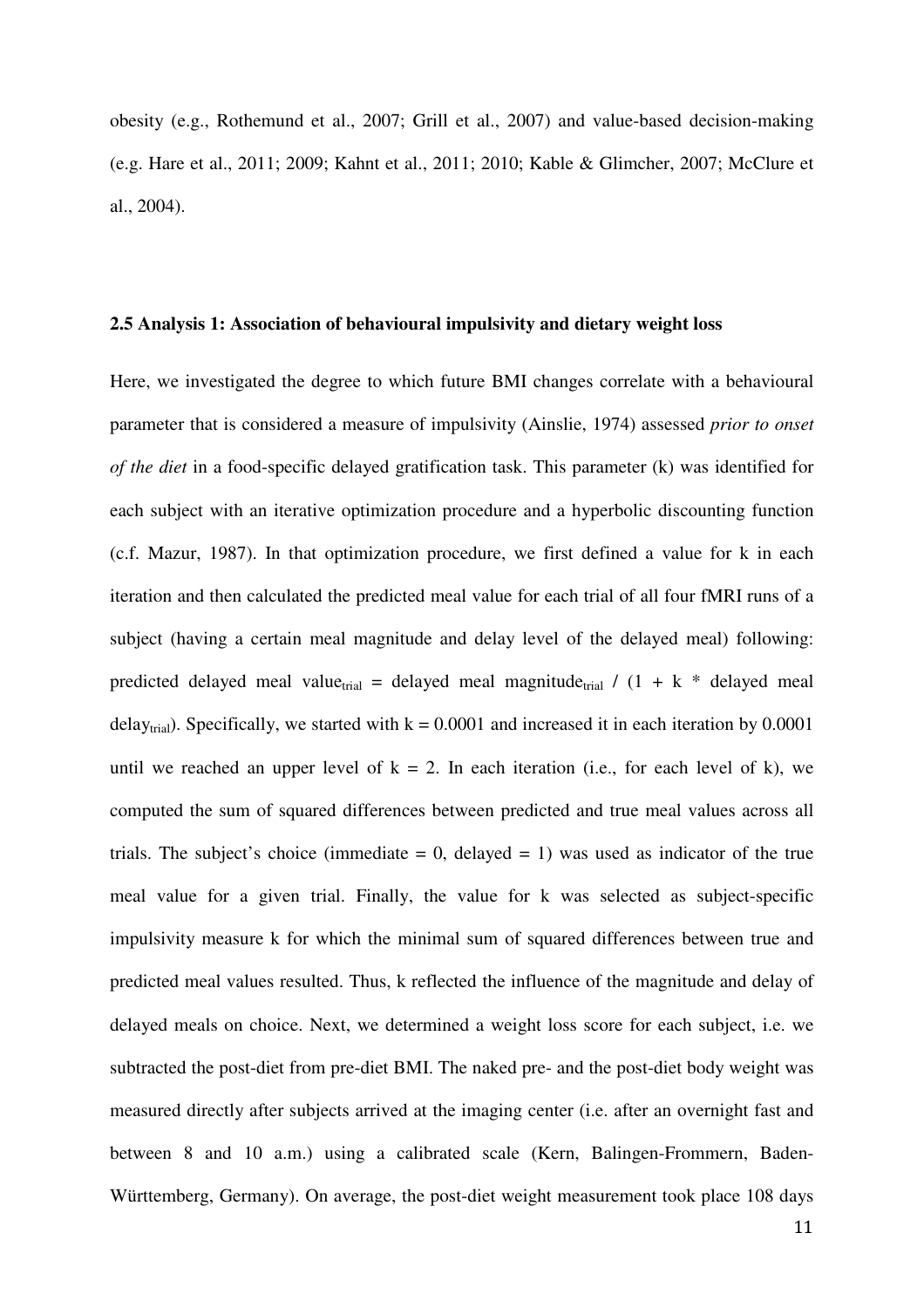obesity (e.g., Rothemund et al., 2007; Grill et al., 2007) and value-based decision-making (e.g. Hare et al., 2011; 2009; Kahnt et al., 2011; 2010; Kable & Glimcher, 2007; McClure et al., 2004).

**2.5 Analysis 1: Association of behavioural impulsivity and dietary weight loss**

Here, we investigated the degree to which future BMI changes correlate with a behavioural parameter that is considered a measure of impulsivity (Ainslie, 1974) assessed *prior to onset of the diet* in a food-specific delayed gratification task. This parameter (k) was identified for each subject with an iterative optimization procedure and a hyperbolic discounting function (c.f. Mazur, 1987). In that optimization procedure, we first defined a value for k in each iteration and then calculated the predicted meal value for each trial of all four fMRI runs of a subject (having a certain meal magnitude and delay level of the delayed meal) following: predicted delayed meal $value_{trial}$ = delayed meal $magnitude_{trial}$ / (1 + k * delayed meal $delay_{trial}$). Specifically, we started with k = 0.0001 and increased it in each iteration by 0.0001 until we reached an upper level of k = 2. In each iteration (i.e., for each level of k), we computed the sum of squared differences between predicted and true meal values across all trials. The subject's choice (immediate = 0, delayed = 1) was used as indicator of the true meal value for a given trial. Finally, the value for k was selected as subject-specific impulsivity measure k for which the minimal sum of squared differences between true and predicted meal values resulted. Thus, k reflected the influence of the magnitude and delay of delayed meals on choice. Next, we determined a weight loss score for each subject, i.e. we subtracted the post-diet from pre-diet BMI. The naked pre- and the post-diet body weight was measured directly after subjects arrived at the imaging center (i.e. after an overnight fast and between 8 and 10 a.m.) using a calibrated scale (Kern, Balingen-Frommern, Baden-Württemberg, Germany). On average, the post-diet weight measurement took place 108 days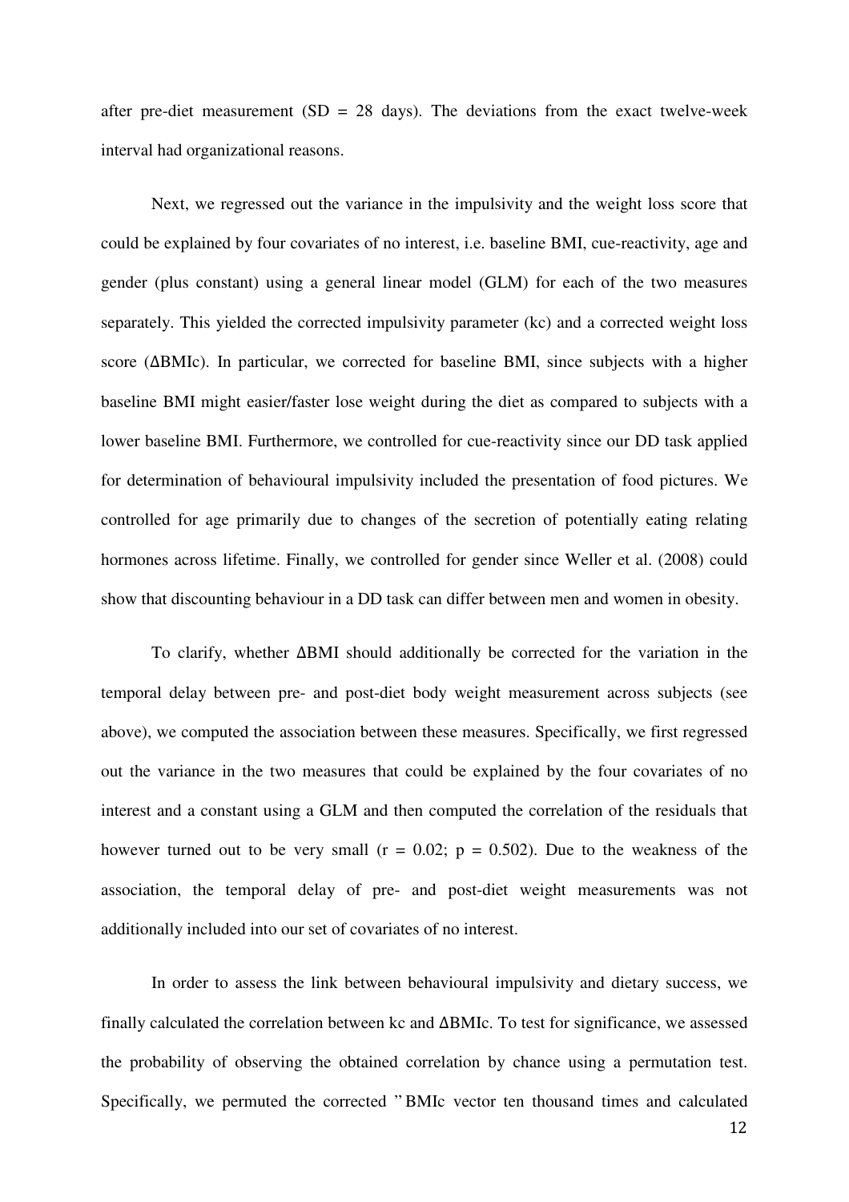after pre-diet measurement (SD = 28 days). The deviations from the exact twelve-week interval had organizational reasons.

Next, we regressed out the variance in the impulsivity and the weight loss score that could be explained by four covariates of no interest, i.e. baseline BMI, cue-reactivity, age and gender (plus constant) using a general linear model (GLM) for each of the two measures separately. This yielded the corrected impulsivity parameter (kc) and a corrected weight loss score (ΔBMIc). In particular, we corrected for baseline BMI, since subjects with a higher baseline BMI might easier/faster lose weight during the diet as compared to subjects with a lower baseline BMI. Furthermore, we controlled for cue-reactivity since our DD task applied for determination of behavioural impulsivity included the presentation of food pictures. We controlled for age primarily due to changes of the secretion of potentially eating relating hormones across lifetime. Finally, we controlled for gender since Weller et al. (2008) could show that discounting behaviour in a DD task can differ between men and women in obesity.

To clarify, whether ΔBMI should additionally be corrected for the variation in the temporal delay between pre- and post-diet body weight measurement across subjects (see above), we computed the association between these measures. Specifically, we first regressed out the variance in the two measures that could be explained by the four covariates of no interest and a constant using a GLM and then computed the correlation of the residuals that however turned out to be very small ($r = 0.02$; $p = 0.502$). Due to the weakness of the association, the temporal delay of pre- and post-diet weight measurements was not additionally included into our set of covariates of no interest.

In order to assess the link between behavioural impulsivity and dietary success, we finally calculated the correlation between kc and ΔBMIc. To test for significance, we assessed the probability of observing the obtained correlation by chance using a permutation test. Specifically, we permuted the corrected "BMIc vector ten thousand times and calculated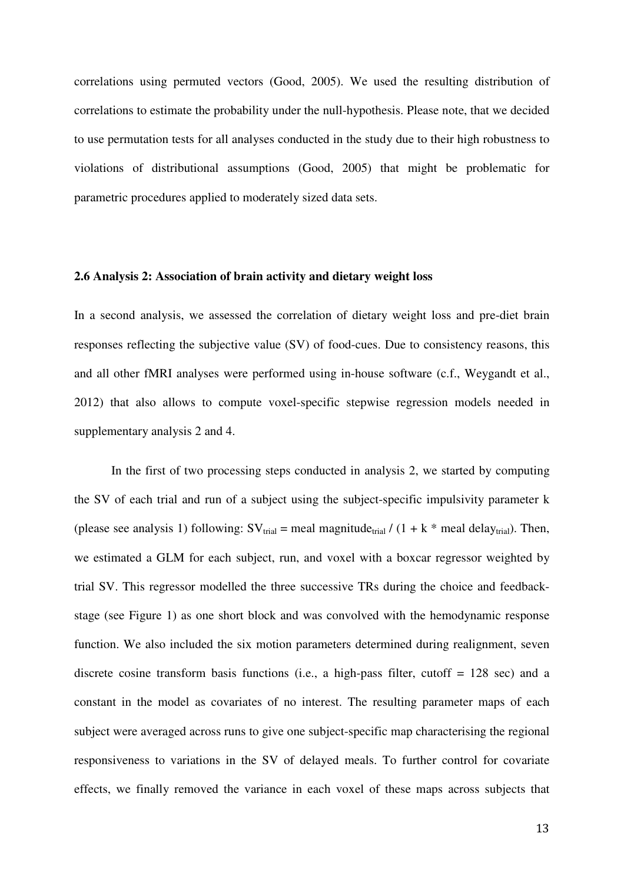correlations using permuted vectors (Good, 2005). We used the resulting distribution of correlations to estimate the probability under the null-hypothesis. Please note, that we decided to use permutation tests for all analyses conducted in the study due to their high robustness to violations of distributional assumptions (Good, 2005) that might be problematic for parametric procedures applied to moderately sized data sets.

### 2.6 Analysis 2: Association of brain activity and dietary weight loss

In a second analysis, we assessed the correlation of dietary weight loss and pre-diet brain responses reflecting the subjective value (SV) of food-cues. Due to consistency reasons, this and all other fMRI analyses were performed using in-house software (c.f., Weygandt et al., 2012) that also allows to compute voxel-specific stepwise regression models needed in supplementary analysis 2 and 4.

In the first of two processing steps conducted in analysis 2, we started by computing the SV of each trial and run of a subject using the subject-specific impulsivity parameter k (please see analysis 1) following: $SV_{trial}$ = meal magnitude$_{trial}$ / (1 + k * meal delay$_{trial}$). Then, we estimated a GLM for each subject, run, and voxel with a boxcar regressor weighted by trial SV. This regressor modelled the three successive TRs during the choice and feedback-stage (see Figure 1) as one short block and was convolved with the hemodynamic response function. We also included the six motion parameters determined during realignment, seven discrete cosine transform basis functions (i.e., a high-pass filter, cutoff = 128 sec) and a constant in the model as covariates of no interest. The resulting parameter maps of each subject were averaged across runs to give one subject-specific map characterising the regional responsiveness to variations in the SV of delayed meals. To further control for covariate effects, we finally removed the variance in each voxel of these maps across subjects that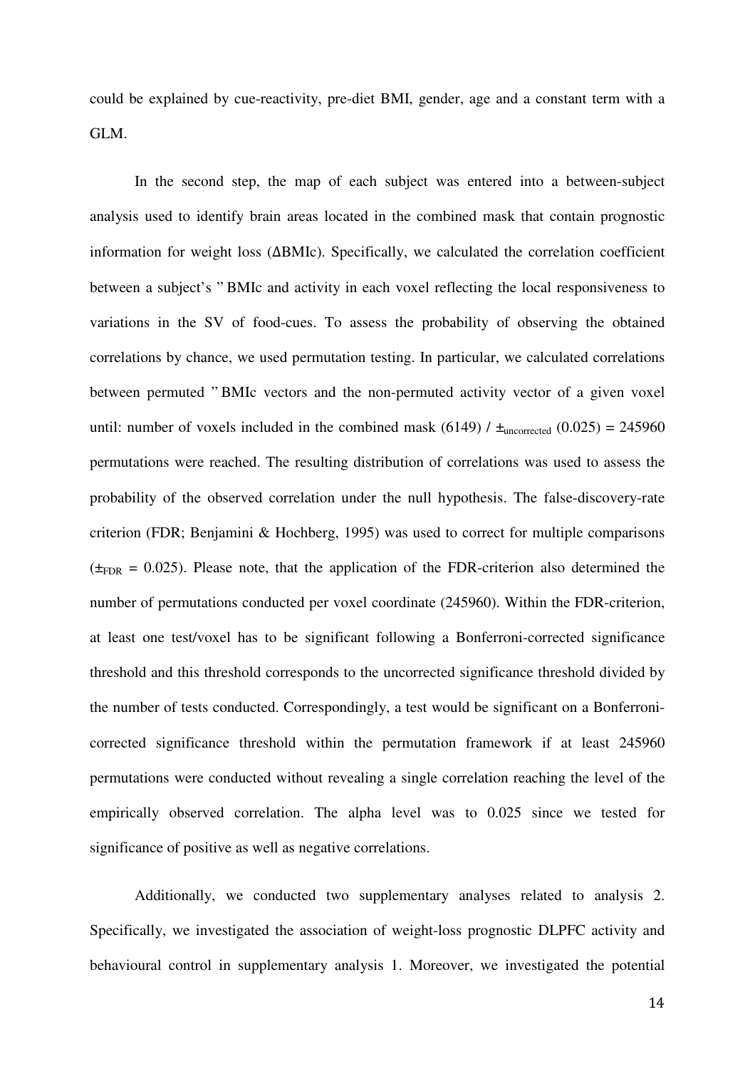could be explained by cue-reactivity, pre-diet BMI, gender, age and a constant term with a GLM.

In the second step, the map of each subject was entered into a between-subject analysis used to identify brain areas located in the combined mask that contain prognostic information for weight loss (ΔBMIc). Specifically, we calculated the correlation coefficient between a subject's " BMIc and activity in each voxel reflecting the local responsiveness to variations in the SV of food-cues. To assess the probability of observing the obtained correlations by chance, we used permutation testing. In particular, we calculated correlations between permuted " BMIc vectors and the non-permuted activity vector of a given voxel until: number of voxels included in the combined mask (6149) / $\pm_{uncorrected}$ (0.025) = 245960 permutations were reached. The resulting distribution of correlations was used to assess the probability of the observed correlation under the null hypothesis. The false-discovery-rate criterion (FDR; Benjamini & Hochberg, 1995) was used to correct for multiple comparisons ($\pm_{FDR}$ = 0.025). Please note, that the application of the FDR-criterion also determined the number of permutations conducted per voxel coordinate (245960). Within the FDR-criterion, at least one test/voxel has to be significant following a Bonferroni-corrected significance threshold and this threshold corresponds to the uncorrected significance threshold divided by the number of tests conducted. Correspondingly, a test would be significant on a Bonferroni-corrected significance threshold within the permutation framework if at least 245960 permutations were conducted without revealing a single correlation reaching the level of the empirically observed correlation. The alpha level was to 0.025 since we tested for significance of positive as well as negative correlations.

Additionally, we conducted two supplementary analyses related to analysis 2. Specifically, we investigated the association of weight-loss prognostic DLPFC activity and behavioural control in supplementary analysis 1. Moreover, we investigated the potential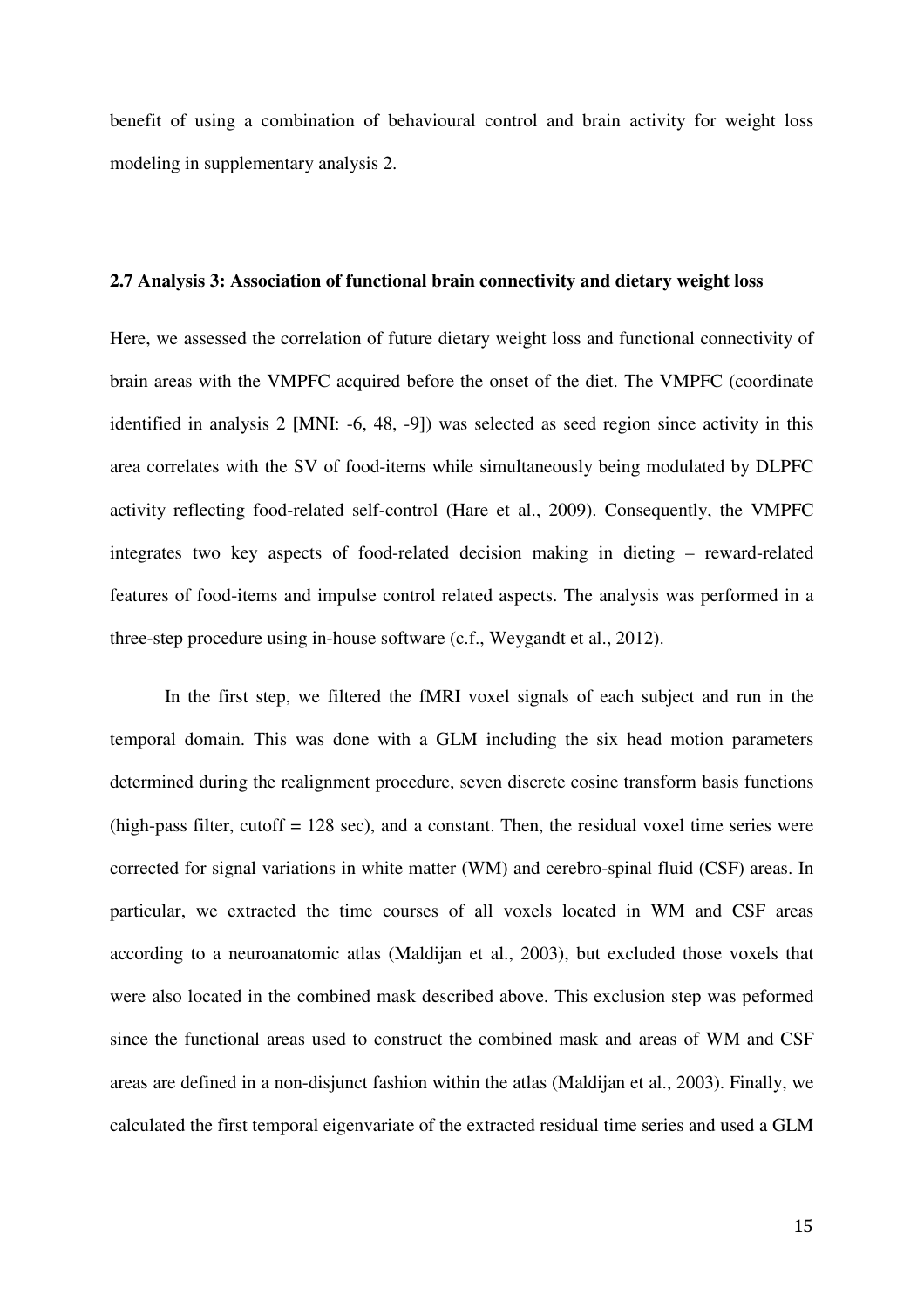benefit of using a combination of behavioural control and brain activity for weight loss modeling in supplementary analysis 2.

### 2.7 Analysis 3: Association of functional brain connectivity and dietary weight loss

Here, we assessed the correlation of future dietary weight loss and functional connectivity of brain areas with the VMPFC acquired before the onset of the diet. The VMPFC (coordinate identified in analysis 2 [MNI: -6, 48, -9]) was selected as seed region since activity in this area correlates with the SV of food-items while simultaneously being modulated by DLPFC activity reflecting food-related self-control (Hare et al., 2009). Consequently, the VMPFC integrates two key aspects of food-related decision making in dieting – reward-related features of food-items and impulse control related aspects. The analysis was performed in a three-step procedure using in-house software (c.f., Weygandt et al., 2012).

In the first step, we filtered the fMRI voxel signals of each subject and run in the temporal domain. This was done with a GLM including the six head motion parameters determined during the realignment procedure, seven discrete cosine transform basis functions (high-pass filter, cutoff = 128 sec), and a constant. Then, the residual voxel time series were corrected for signal variations in white matter (WM) and cerebro-spinal fluid (CSF) areas. In particular, we extracted the time courses of all voxels located in WM and CSF areas according to a neuroanatomic atlas (Maldijan et al., 2003), but excluded those voxels that were also located in the combined mask described above. This exclusion step was peformed since the functional areas used to construct the combined mask and areas of WM and CSF areas are defined in a non-disjunct fashion within the atlas (Maldijan et al., 2003). Finally, we calculated the first temporal eigenvariate of the extracted residual time series and used a GLM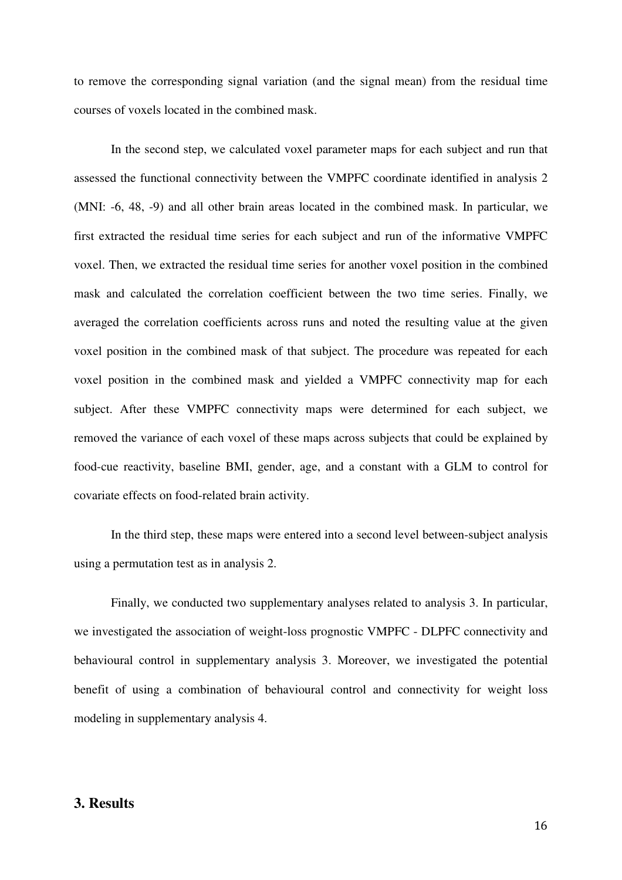to remove the corresponding signal variation (and the signal mean) from the residual time courses of voxels located in the combined mask.

In the second step, we calculated voxel parameter maps for each subject and run that assessed the functional connectivity between the VMPFC coordinate identified in analysis 2 (MNI: -6, 48, -9) and all other brain areas located in the combined mask. In particular, we first extracted the residual time series for each subject and run of the informative VMPFC voxel. Then, we extracted the residual time series for another voxel position in the combined mask and calculated the correlation coefficient between the two time series. Finally, we averaged the correlation coefficients across runs and noted the resulting value at the given voxel position in the combined mask of that subject. The procedure was repeated for each voxel position in the combined mask and yielded a VMPFC connectivity map for each subject. After these VMPFC connectivity maps were determined for each subject, we removed the variance of each voxel of these maps across subjects that could be explained by food-cue reactivity, baseline BMI, gender, age, and a constant with a GLM to control for covariate effects on food-related brain activity.

In the third step, these maps were entered into a second level between-subject analysis using a permutation test as in analysis 2.

Finally, we conducted two supplementary analyses related to analysis 3. In particular, we investigated the association of weight-loss prognostic VMPFC - DLPFC connectivity and behavioural control in supplementary analysis 3. Moreover, we investigated the potential benefit of using a combination of behavioural control and connectivity for weight loss modeling in supplementary analysis 4.

## 3. Results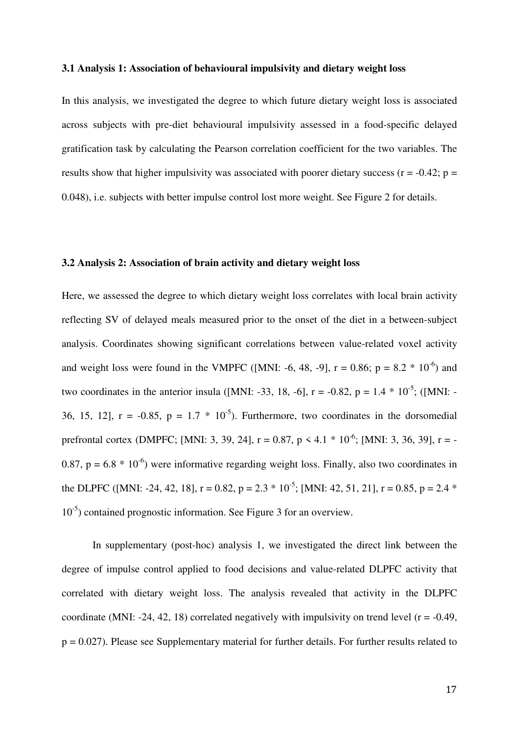### 3.1 Analysis 1: Association of behavioural impulsivity and dietary weight loss

In this analysis, we investigated the degree to which future dietary weight loss is associated across subjects with pre-diet behavioural impulsivity assessed in a food-specific delayed gratification task by calculating the Pearson correlation coefficient for the two variables. The results show that higher impulsivity was associated with poorer dietary success ($r = -0.42$; $p = 0.048$), i.e. subjects with better impulse control lost more weight. See Figure 2 for details.

### 3.2 Analysis 2: Association of brain activity and dietary weight loss

Here, we assessed the degree to which dietary weight loss correlates with local brain activity reflecting SV of delayed meals measured prior to the onset of the diet in a between-subject analysis. Coordinates showing significant correlations between value-related voxel activity and weight loss were found in the VMPFC ([MNI: -6, 48, -9], $r = 0.86$; $p = 8.2 * 10^{-6}$) and two coordinates in the anterior insula ([MNI: -33, 18, -6], $r = -0.82$, $p = 1.4 * 10^{-5}$; ([MNI: -36, 15, 12], $r = -0.85$, $p = 1.7 * 10^{-5}$). Furthermore, two coordinates in the dorsomedial prefrontal cortex (DMPFC; [MNI: 3, 39, 24], $r = 0.87$, $p < 4.1 * 10^{-6}$; [MNI: 3, 36, 39], $r = -0.87$, $p = 6.8 * 10^{-6}$) were informative regarding weight loss. Finally, also two coordinates in the DLPFC ([MNI: -24, 42, 18], $r = 0.82$, $p = 2.3 * 10^{-5}$; [MNI: 42, 51, 21], $r = 0.85$, $p = 2.4 * 10^{-5}$) contained prognostic information. See Figure 3 for an overview.

In supplementary (post-hoc) analysis 1, we investigated the direct link between the degree of impulse control applied to food decisions and value-related DLPFC activity that correlated with dietary weight loss. The analysis revealed that activity in the DLPFC coordinate (MNI: -24, 42, 18) correlated negatively with impulsivity on trend level ($r = -0.49$, $p = 0.027$). Please see Supplementary material for further details. For further results related to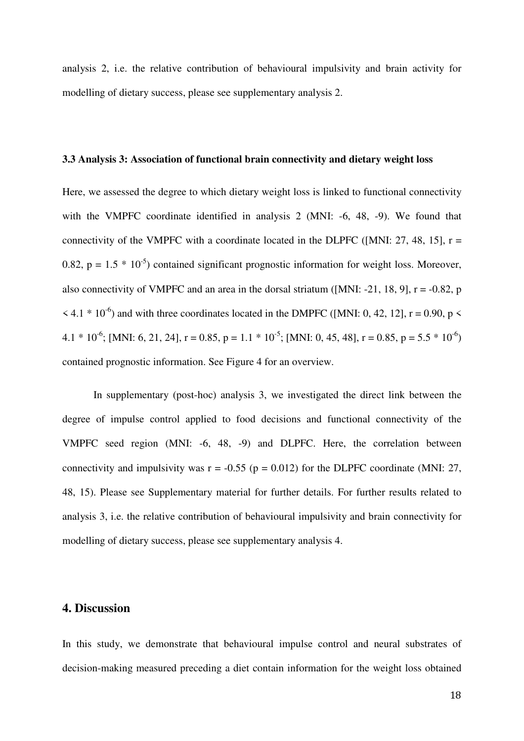analysis 2, i.e. the relative contribution of behavioural impulsivity and brain activity for modelling of dietary success, please see supplementary analysis 2.

### 3.3 Analysis 3: Association of functional brain connectivity and dietary weight loss

Here, we assessed the degree to which dietary weight loss is linked to functional connectivity with the VMPFC coordinate identified in analysis 2 (MNI: -6, 48, -9). We found that connectivity of the VMPFC with a coordinate located in the DLPFC ([MNI: 27, 48, 15], $r = 0.82$, $p = 1.5 * 10^{-5}$) contained significant prognostic information for weight loss. Moreover, also connectivity of VMPFC and an area in the dorsal striatum ([MNI: -21, 18, 9], $r = -0.82$, $p < 4.1 * 10^{-6}$) and with three coordinates located in the DMPFC ([MNI: 0, 42, 12], $r = 0.90$, $p < 4.1 * 10^{-6}$; [MNI: 6, 21, 24], $r = 0.85$, $p = 1.1 * 10^{-5}$; [MNI: 0, 45, 48], $r = 0.85$, $p = 5.5 * 10^{-6}$) contained prognostic information. See Figure 4 for an overview.

In supplementary (post-hoc) analysis 3, we investigated the direct link between the degree of impulse control applied to food decisions and functional connectivity of the VMPFC seed region (MNI: -6, 48, -9) and DLPFC. Here, the correlation between connectivity and impulsivity was $r = -0.55$ ($p = 0.012$) for the DLPFC coordinate (MNI: 27, 48, 15). Please see Supplementary material for further details. For further results related to analysis 3, i.e. the relative contribution of behavioural impulsivity and brain connectivity for modelling of dietary success, please see supplementary analysis 4.

## 4. Discussion

In this study, we demonstrate that behavioural impulse control and neural substrates of decision-making measured preceding a diet contain information for the weight loss obtained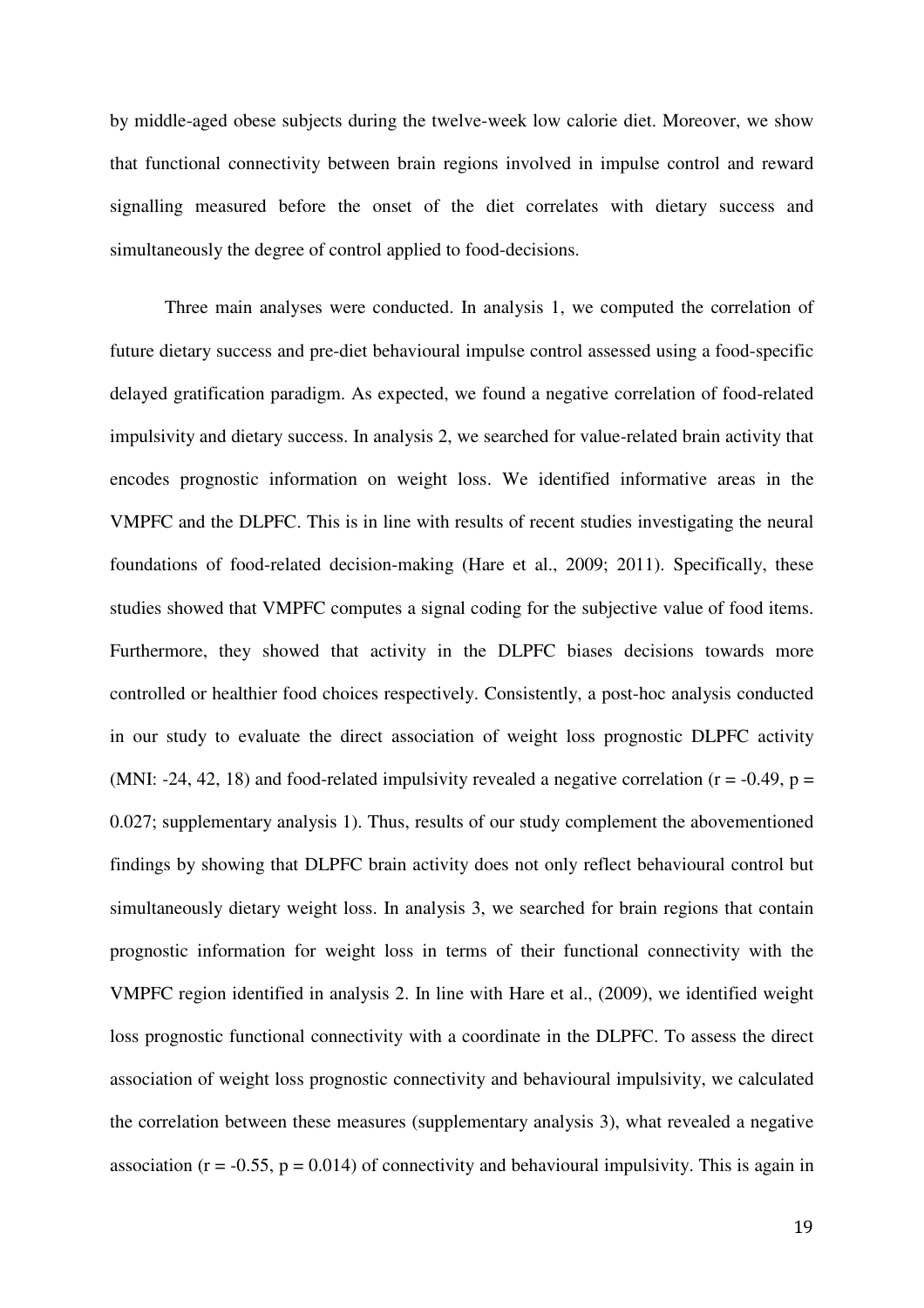by middle-aged obese subjects during the twelve-week low calorie diet. Moreover, we show that functional connectivity between brain regions involved in impulse control and reward signalling measured before the onset of the diet correlates with dietary success and simultaneously the degree of control applied to food-decisions.

Three main analyses were conducted. In analysis 1, we computed the correlation of future dietary success and pre-diet behavioural impulse control assessed using a food-specific delayed gratification paradigm. As expected, we found a negative correlation of food-related impulsivity and dietary success. In analysis 2, we searched for value-related brain activity that encodes prognostic information on weight loss. We identified informative areas in the VMPFC and the DLPFC. This is in line with results of recent studies investigating the neural foundations of food-related decision-making (Hare et al., 2009; 2011). Specifically, these studies showed that VMPFC computes a signal coding for the subjective value of food items. Furthermore, they showed that activity in the DLPFC biases decisions towards more controlled or healthier food choices respectively. Consistently, a post-hoc analysis conducted in our study to evaluate the direct association of weight loss prognostic DLPFC activity (MNI: -24, 42, 18) and food-related impulsivity revealed a negative correlation ($r = -0.49$, $p = 0.027$; supplementary analysis 1). Thus, results of our study complement the abovementioned findings by showing that DLPFC brain activity does not only reflect behavioural control but simultaneously dietary weight loss. In analysis 3, we searched for brain regions that contain prognostic information for weight loss in terms of their functional connectivity with the VMPFC region identified in analysis 2. In line with Hare et al., (2009), we identified weight loss prognostic functional connectivity with a coordinate in the DLPFC. To assess the direct association of weight loss prognostic connectivity and behavioural impulsivity, we calculated the correlation between these measures (supplementary analysis 3), what revealed a negative association ($r = -0.55$, $p = 0.014$) of connectivity and behavioural impulsivity. This is again in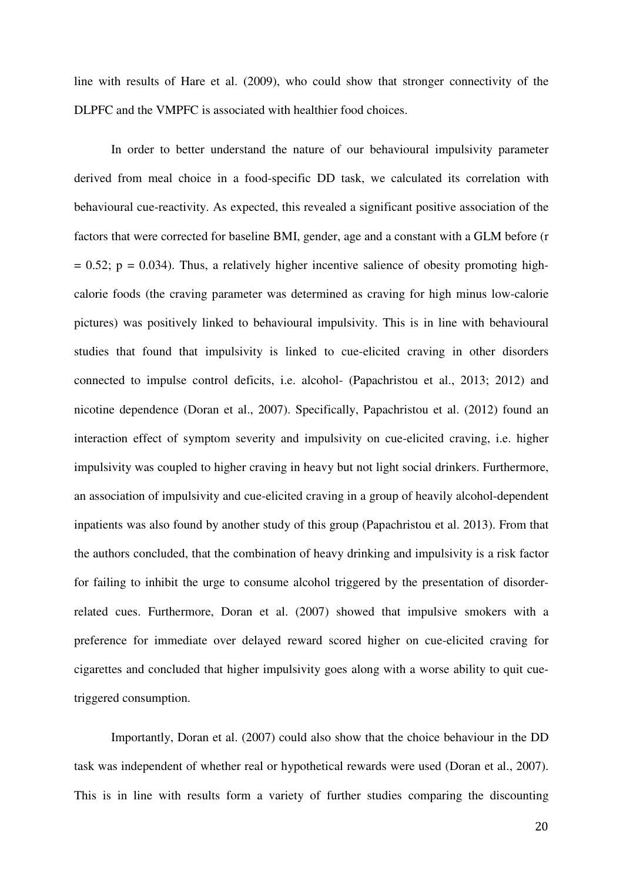line with results of Hare et al. (2009), who could show that stronger connectivity of the DLPFC and the VMPFC is associated with healthier food choices.

In order to better understand the nature of our behavioural impulsivity parameter derived from meal choice in a food-specific DD task, we calculated its correlation with behavioural cue-reactivity. As expected, this revealed a significant positive association of the factors that were corrected for baseline BMI, gender, age and a constant with a GLM before ($r = 0.52$; $p = 0.034$). Thus, a relatively higher incentive salience of obesity promoting high-calorie foods (the craving parameter was determined as craving for high minus low-calorie pictures) was positively linked to behavioural impulsivity. This is in line with behavioural studies that found that impulsivity is linked to cue-elicited craving in other disorders connected to impulse control deficits, i.e. alcohol- (Papachristou et al., 2013; 2012) and nicotine dependence (Doran et al., 2007). Specifically, Papachristou et al. (2012) found an interaction effect of symptom severity and impulsivity on cue-elicited craving, i.e. higher impulsivity was coupled to higher craving in heavy but not light social drinkers. Furthermore, an association of impulsivity and cue-elicited craving in a group of heavily alcohol-dependent inpatients was also found by another study of this group (Papachristou et al. 2013). From that the authors concluded, that the combination of heavy drinking and impulsivity is a risk factor for failing to inhibit the urge to consume alcohol triggered by the presentation of disorder-related cues. Furthermore, Doran et al. (2007) showed that impulsive smokers with a preference for immediate over delayed reward scored higher on cue-elicited craving for cigarettes and concluded that higher impulsivity goes along with a worse ability to quit cue-triggered consumption.

Importantly, Doran et al. (2007) could also show that the choice behaviour in the DD task was independent of whether real or hypothetical rewards were used (Doran et al., 2007). This is in line with results form a variety of further studies comparing the discounting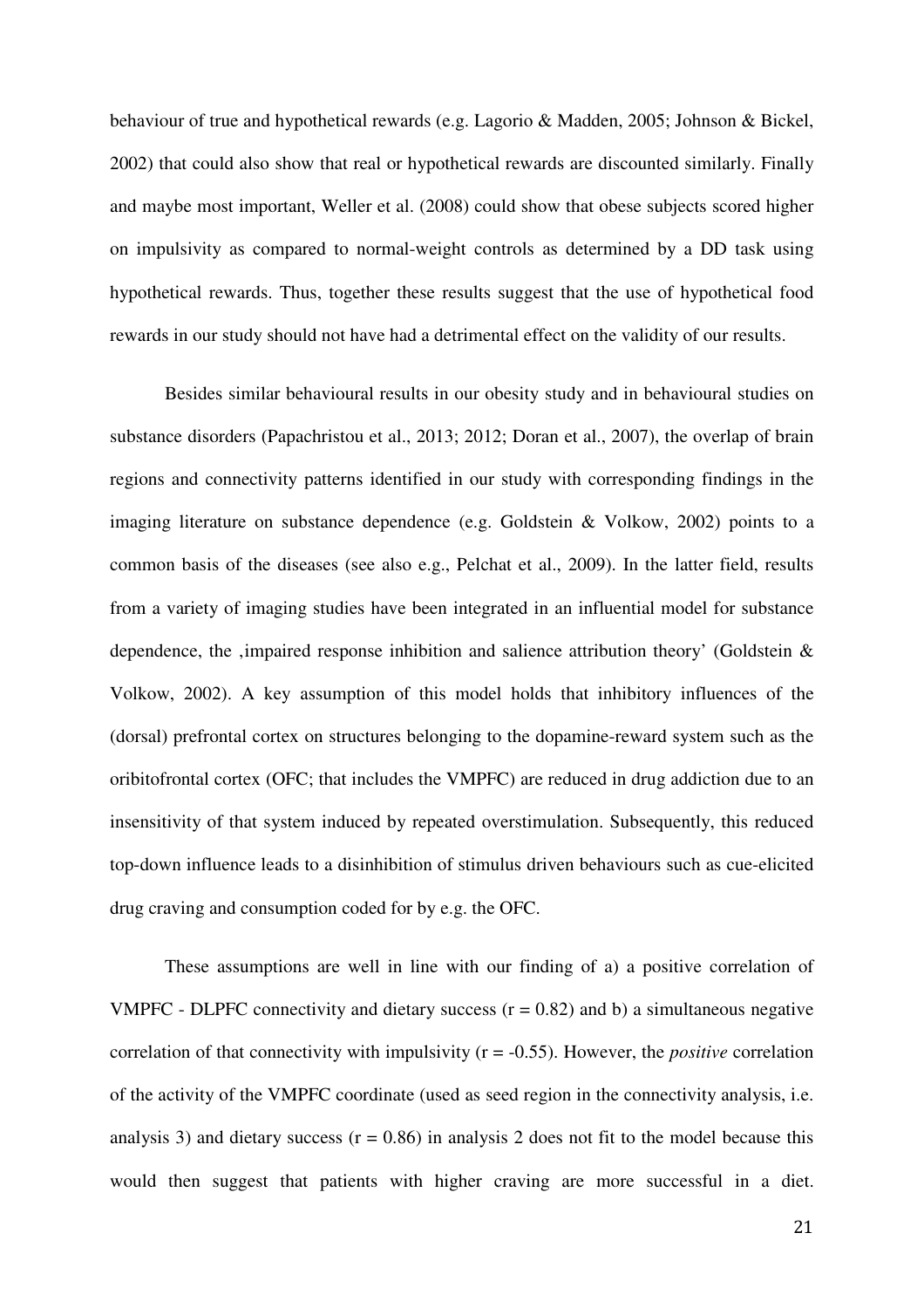behaviour of true and hypothetical rewards (e.g. Lagorio & Madden, 2005; Johnson & Bickel, 2002) that could also show that real or hypothetical rewards are discounted similarly. Finally and maybe most important, Weller et al. (2008) could show that obese subjects scored higher on impulsivity as compared to normal-weight controls as determined by a DD task using hypothetical rewards. Thus, together these results suggest that the use of hypothetical food rewards in our study should not have had a detrimental effect on the validity of our results.

Besides similar behavioural results in our obesity study and in behavioural studies on substance disorders (Papachristou et al., 2013; 2012; Doran et al., 2007), the overlap of brain regions and connectivity patterns identified in our study with corresponding findings in the imaging literature on substance dependence (e.g. Goldstein & Volkow, 2002) points to a common basis of the diseases (see also e.g., Pelchat et al., 2009). In the latter field, results from a variety of imaging studies have been integrated in an influential model for substance dependence, the ‚impaired response inhibition and salience attribution theory' (Goldstein & Volkow, 2002). A key assumption of this model holds that inhibitory influences of the (dorsal) prefrontal cortex on structures belonging to the dopamine-reward system such as the oribitofrontal cortex (OFC; that includes the VMPFC) are reduced in drug addiction due to an insensitivity of that system induced by repeated overstimulation. Subsequently, this reduced top-down influence leads to a disinhibition of stimulus driven behaviours such as cue-elicited drug craving and consumption coded for by e.g. the OFC.

These assumptions are well in line with our finding of a) a positive correlation of VMPFC - DLPFC connectivity and dietary success ($r = 0.82$) and b) a simultaneous negative correlation of that connectivity with impulsivity ($r = -0.55$). However, the *positive* correlation of the activity of the VMPFC coordinate (used as seed region in the connectivity analysis, i.e. analysis 3) and dietary success ($r = 0.86$) in analysis 2 does not fit to the model because this would then suggest that patients with higher craving are more successful in a diet.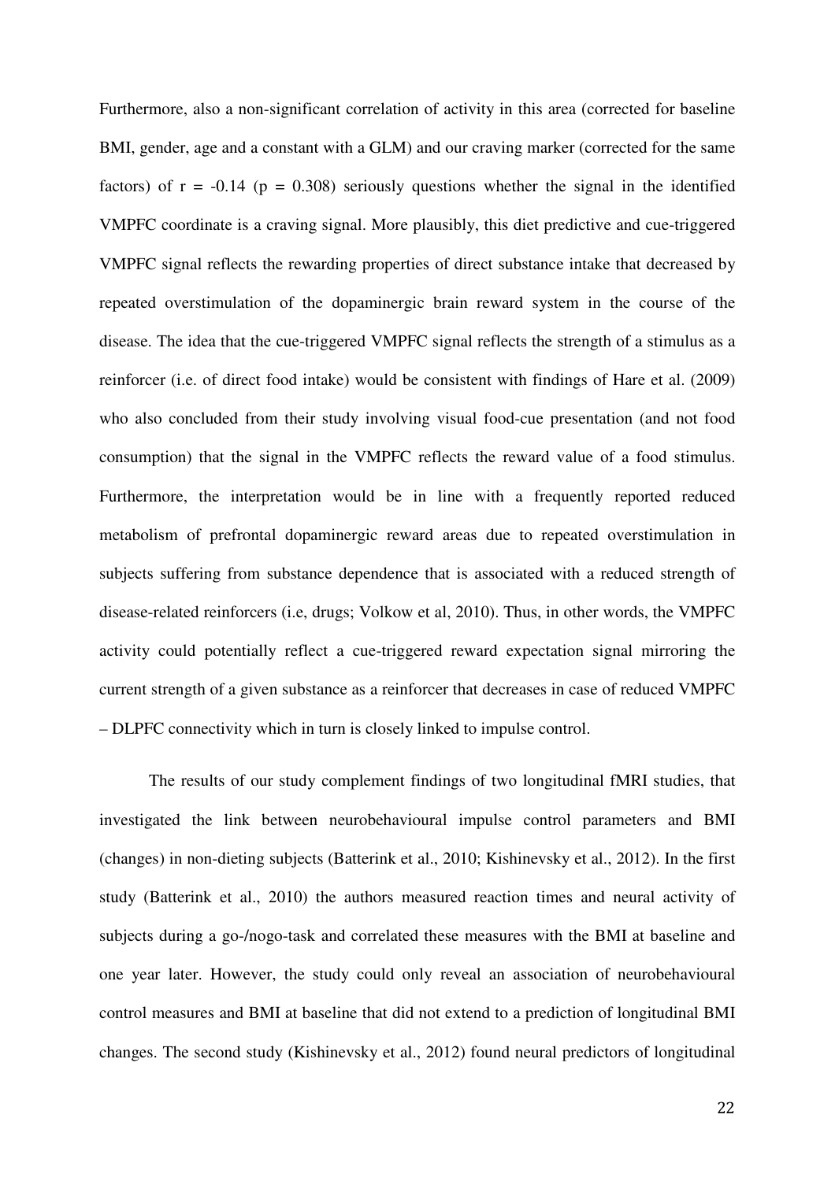Furthermore, also a non-significant correlation of activity in this area (corrected for baseline BMI, gender, age and a constant with a GLM) and our craving marker (corrected for the same factors) of $r = -0.14$ ($p = 0.308$) seriously questions whether the signal in the identified VMPFC coordinate is a craving signal. More plausibly, this diet predictive and cue-triggered VMPFC signal reflects the rewarding properties of direct substance intake that decreased by repeated overstimulation of the dopaminergic brain reward system in the course of the disease. The idea that the cue-triggered VMPFC signal reflects the strength of a stimulus as a reinforcer (i.e. of direct food intake) would be consistent with findings of Hare et al. (2009) who also concluded from their study involving visual food-cue presentation (and not food consumption) that the signal in the VMPFC reflects the reward value of a food stimulus. Furthermore, the interpretation would be in line with a frequently reported reduced metabolism of prefrontal dopaminergic reward areas due to repeated overstimulation in subjects suffering from substance dependence that is associated with a reduced strength of disease-related reinforcers (i.e, drugs; Volkow et al, 2010). Thus, in other words, the VMPFC activity could potentially reflect a cue-triggered reward expectation signal mirroring the current strength of a given substance as a reinforcer that decreases in case of reduced VMPFC – DLPFC connectivity which in turn is closely linked to impulse control.

The results of our study complement findings of two longitudinal fMRI studies, that investigated the link between neurobehavioural impulse control parameters and BMI (changes) in non-dieting subjects (Batterink et al., 2010; Kishinevsky et al., 2012). In the first study (Batterink et al., 2010) the authors measured reaction times and neural activity of subjects during a go-/nogo-task and correlated these measures with the BMI at baseline and one year later. However, the study could only reveal an association of neurobehavioural control measures and BMI at baseline that did not extend to a prediction of longitudinal BMI changes. The second study (Kishinevsky et al., 2012) found neural predictors of longitudinal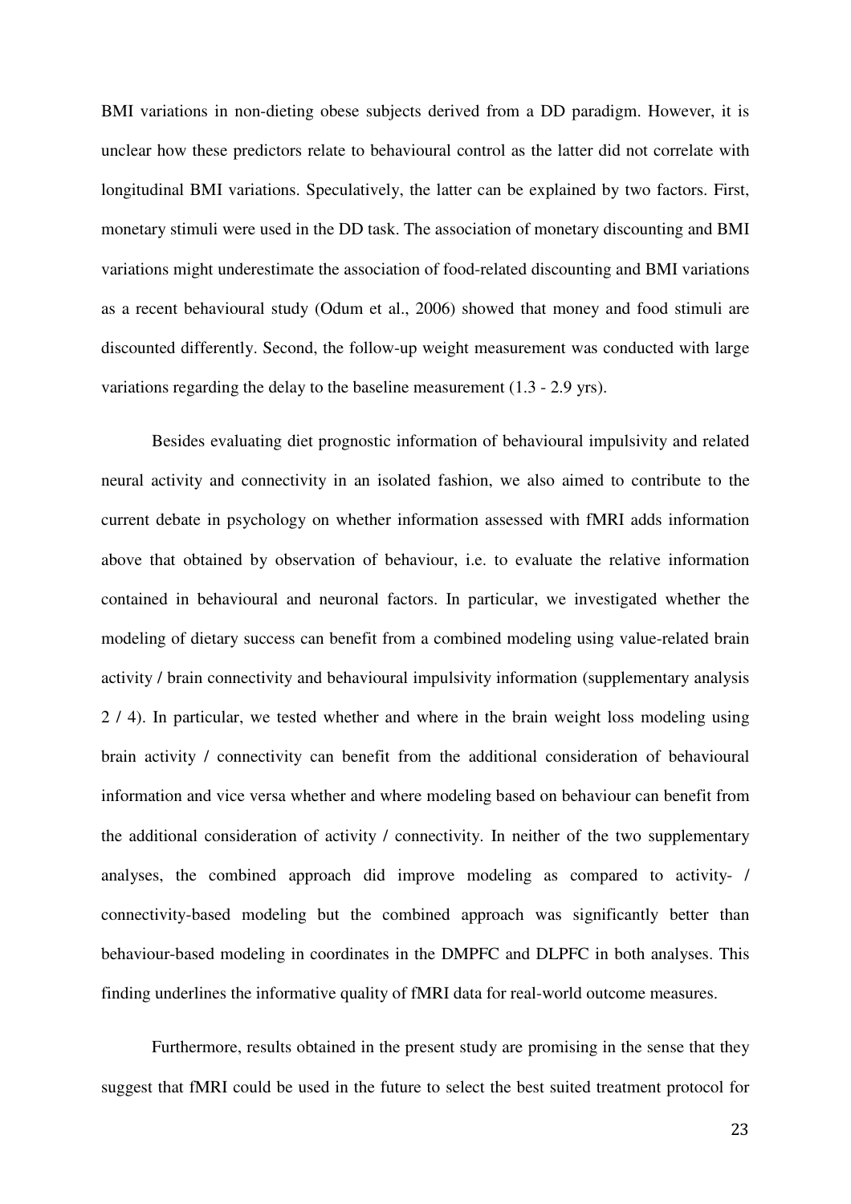BMI variations in non-dieting obese subjects derived from a DD paradigm. However, it is unclear how these predictors relate to behavioural control as the latter did not correlate with longitudinal BMI variations. Speculatively, the latter can be explained by two factors. First, monetary stimuli were used in the DD task. The association of monetary discounting and BMI variations might underestimate the association of food-related discounting and BMI variations as a recent behavioural study (Odum et al., 2006) showed that money and food stimuli are discounted differently. Second, the follow-up weight measurement was conducted with large variations regarding the delay to the baseline measurement (1.3 - 2.9 yrs).

Besides evaluating diet prognostic information of behavioural impulsivity and related neural activity and connectivity in an isolated fashion, we also aimed to contribute to the current debate in psychology on whether information assessed with fMRI adds information above that obtained by observation of behaviour, i.e. to evaluate the relative information contained in behavioural and neuronal factors. In particular, we investigated whether the modeling of dietary success can benefit from a combined modeling using value-related brain activity / brain connectivity and behavioural impulsivity information (supplementary analysis 2 / 4). In particular, we tested whether and where in the brain weight loss modeling using brain activity / connectivity can benefit from the additional consideration of behavioural information and vice versa whether and where modeling based on behaviour can benefit from the additional consideration of activity / connectivity. In neither of the two supplementary analyses, the combined approach did improve modeling as compared to activity- / connectivity-based modeling but the combined approach was significantly better than behaviour-based modeling in coordinates in the DMPFC and DLPFC in both analyses. This finding underlines the informative quality of fMRI data for real-world outcome measures.

Furthermore, results obtained in the present study are promising in the sense that they suggest that fMRI could be used in the future to select the best suited treatment protocol for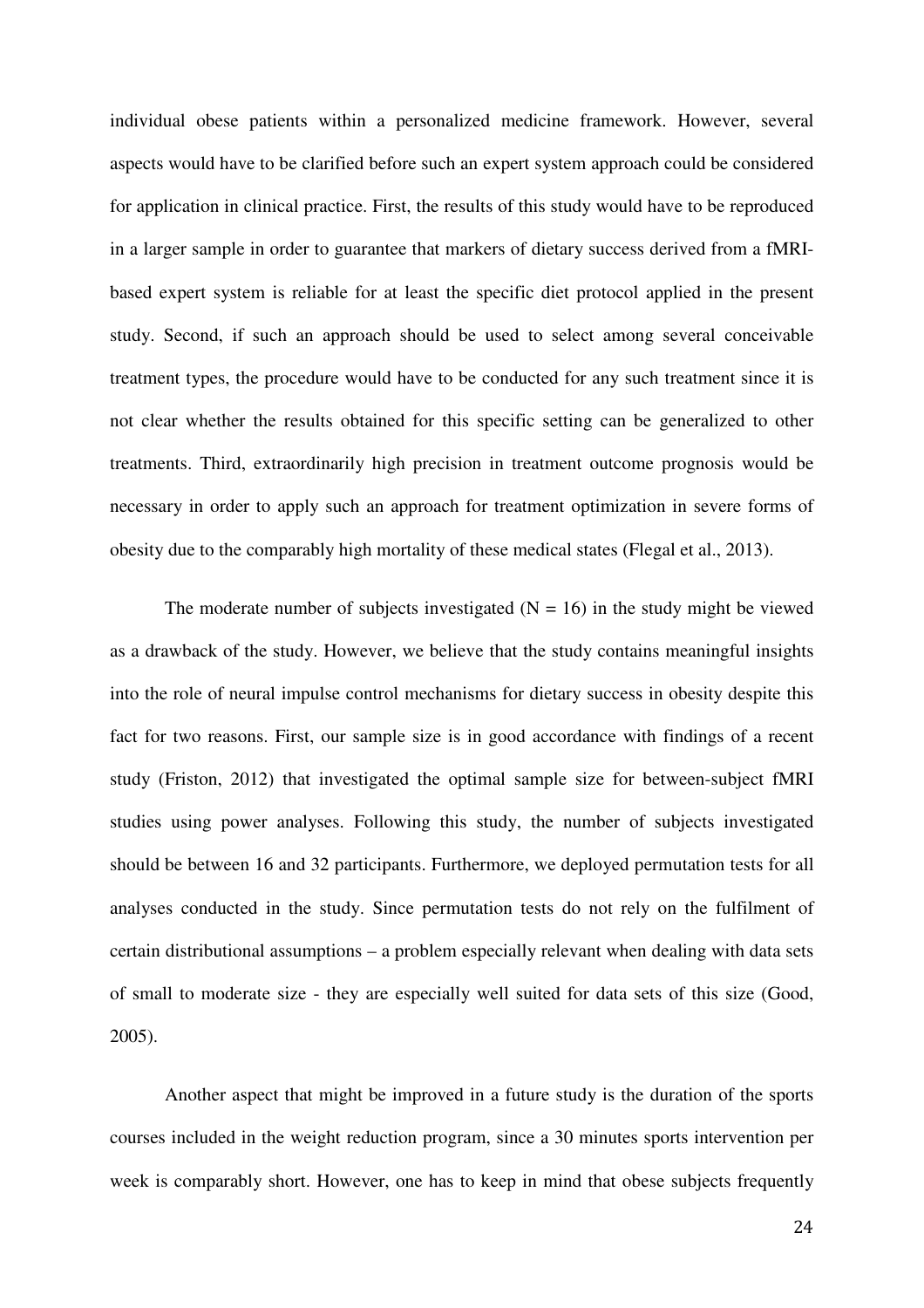individual obese patients within a personalized medicine framework. However, several aspects would have to be clarified before such an expert system approach could be considered for application in clinical practice. First, the results of this study would have to be reproduced in a larger sample in order to guarantee that markers of dietary success derived from a fMRI-based expert system is reliable for at least the specific diet protocol applied in the present study. Second, if such an approach should be used to select among several conceivable treatment types, the procedure would have to be conducted for any such treatment since it is not clear whether the results obtained for this specific setting can be generalized to other treatments. Third, extraordinarily high precision in treatment outcome prognosis would be necessary in order to apply such an approach for treatment optimization in severe forms of obesity due to the comparably high mortality of these medical states (Flegal et al., 2013).

The moderate number of subjects investigated ($N = 16$) in the study might be viewed as a drawback of the study. However, we believe that the study contains meaningful insights into the role of neural impulse control mechanisms for dietary success in obesity despite this fact for two reasons. First, our sample size is in good accordance with findings of a recent study (Friston, 2012) that investigated the optimal sample size for between-subject fMRI studies using power analyses. Following this study, the number of subjects investigated should be between 16 and 32 participants. Furthermore, we deployed permutation tests for all analyses conducted in the study. Since permutation tests do not rely on the fulfilment of certain distributional assumptions – a problem especially relevant when dealing with data sets of small to moderate size - they are especially well suited for data sets of this size (Good, 2005).

Another aspect that might be improved in a future study is the duration of the sports courses included in the weight reduction program, since a 30 minutes sports intervention per week is comparably short. However, one has to keep in mind that obese subjects frequently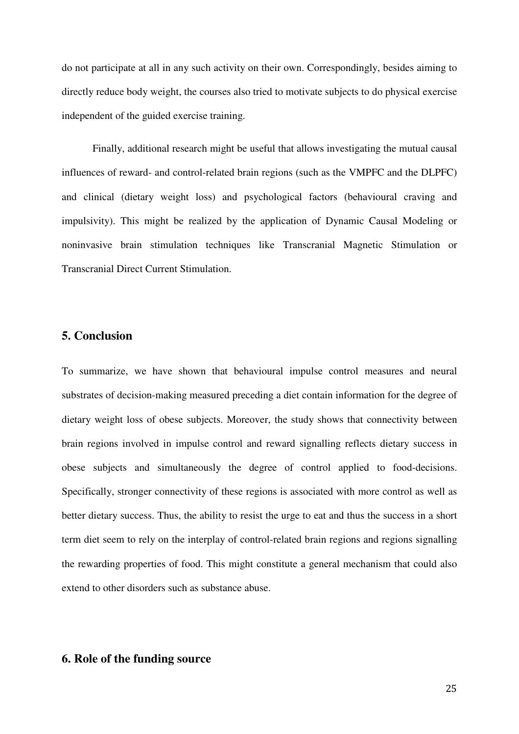do not participate at all in any such activity on their own. Correspondingly, besides aiming to directly reduce body weight, the courses also tried to motivate subjects to do physical exercise independent of the guided exercise training.

Finally, additional research might be useful that allows investigating the mutual causal influences of reward- and control-related brain regions (such as the VMPFC and the DLPFC) and clinical (dietary weight loss) and psychological factors (behavioural craving and impulsivity). This might be realized by the application of Dynamic Causal Modeling or noninvasive brain stimulation techniques like Transcranial Magnetic Stimulation or Transcranial Direct Current Stimulation.

## 5. Conclusion

To summarize, we have shown that behavioural impulse control measures and neural substrates of decision-making measured preceding a diet contain information for the degree of dietary weight loss of obese subjects. Moreover, the study shows that connectivity between brain regions involved in impulse control and reward signalling reflects dietary success in obese subjects and simultaneously the degree of control applied to food-decisions. Specifically, stronger connectivity of these regions is associated with more control as well as better dietary success. Thus, the ability to resist the urge to eat and thus the success in a short term diet seem to rely on the interplay of control-related brain regions and regions signalling the rewarding properties of food. This might constitute a general mechanism that could also extend to other disorders such as substance abuse.

## 6. Role of the funding source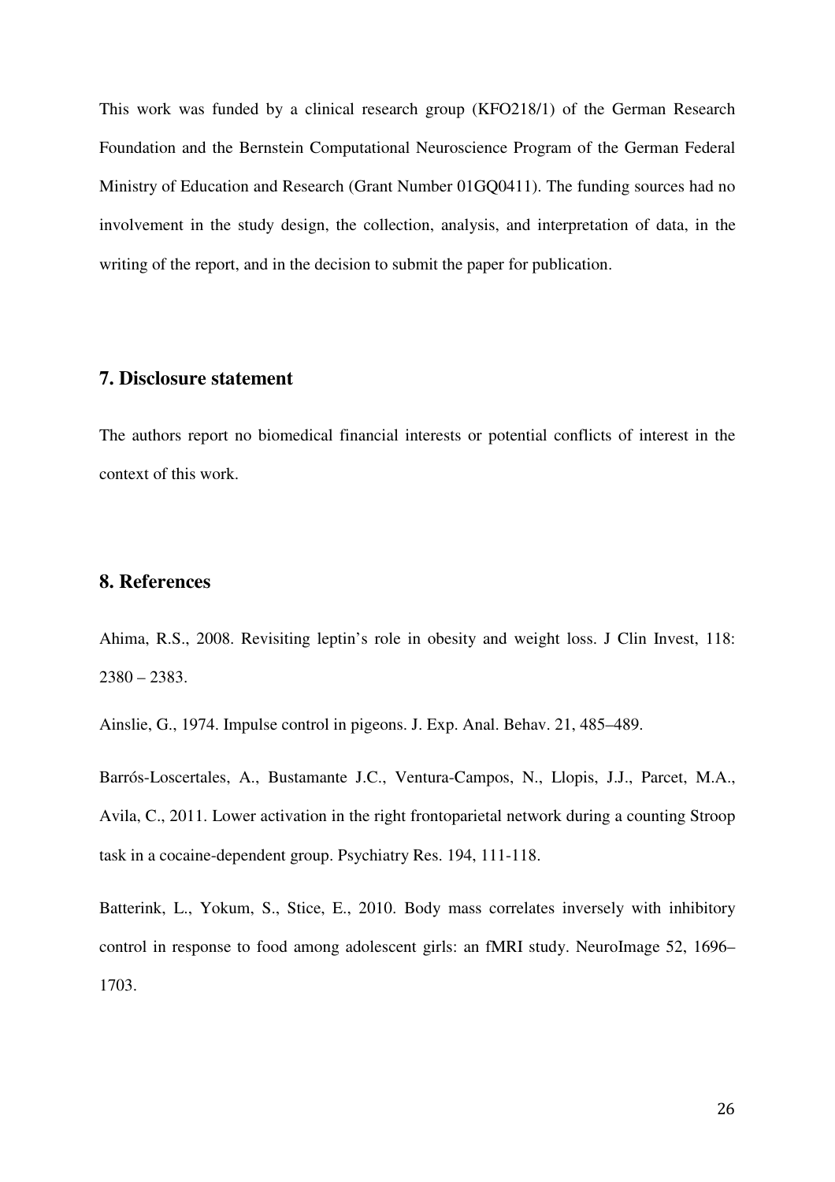This work was funded by a clinical research group (KFO218/1) of the German Research Foundation and the Bernstein Computational Neuroscience Program of the German Federal Ministry of Education and Research (Grant Number 01GQ0411). The funding sources had no involvement in the study design, the collection, analysis, and interpretation of data, in the writing of the report, and in the decision to submit the paper for publication.

## 7. Disclosure statement

The authors report no biomedical financial interests or potential conflicts of interest in the context of this work.

## 8. References

Ahima, R.S., 2008. Revisiting leptin's role in obesity and weight loss. J Clin Invest, 118: 2380 – 2383.

Ainslie, G., 1974. Impulse control in pigeons. J. Exp. Anal. Behav. 21, 485–489.

Barrós-Loscertales, A., Bustamante J.C., Ventura-Campos, N., Llopis, J.J., Parcet, M.A., Avila, C., 2011. Lower activation in the right frontoparietal network during a counting Stroop task in a cocaine-dependent group. Psychiatry Res. 194, 111-118.

Batterink, L., Yokum, S., Stice, E., 2010. Body mass correlates inversely with inhibitory control in response to food among adolescent girls: an fMRI study. NeuroImage 52, 1696–1703.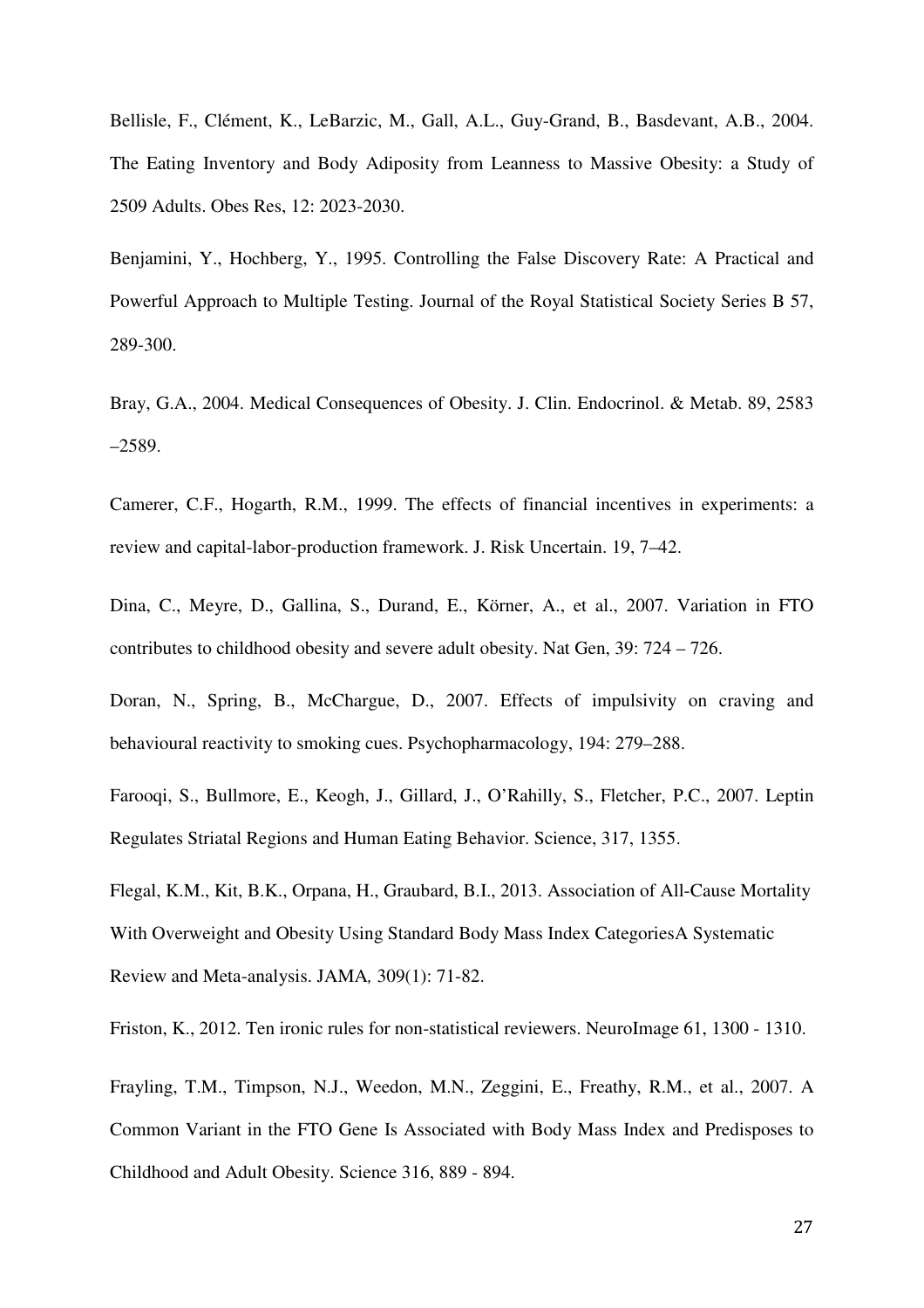Bellisle, F., Clément, K., LeBarzic, M., Gall, A.L., Guy-Grand, B., Basdevant, A.B., 2004. The Eating Inventory and Body Adiposity from Leanness to Massive Obesity: a Study of 2509 Adults. Obes Res, 12: 2023-2030.

Benjamini, Y., Hochberg, Y., 1995. Controlling the False Discovery Rate: A Practical and Powerful Approach to Multiple Testing. Journal of the Royal Statistical Society Series B 57, 289-300.

Bray, G.A., 2004. Medical Consequences of Obesity. J. Clin. Endocrinol. & Metab. 89, 2583 –2589.

Camerer, C.F., Hogarth, R.M., 1999. The effects of financial incentives in experiments: a review and capital-labor-production framework. J. Risk Uncertain. 19, 7–42.

Dina, C., Meyre, D., Gallina, S., Durand, E., Körner, A., et al., 2007. Variation in FTO contributes to childhood obesity and severe adult obesity. Nat Gen, 39: 724 – 726.

Doran, N., Spring, B., McChargue, D., 2007. Effects of impulsivity on craving and behavioural reactivity to smoking cues. Psychopharmacology, 194: 279–288.

Farooqi, S., Bullmore, E., Keogh, J., Gillard, J., O'Rahilly, S., Fletcher, P.C., 2007. Leptin Regulates Striatal Regions and Human Eating Behavior. Science, 317, 1355.

Flegal, K.M., Kit, B.K., Orpana, H., Graubard, B.I., 2013. Association of All-Cause Mortality With Overweight and Obesity Using Standard Body Mass Index CategoriesA Systematic Review and Meta-analysis. JAMA*,* 309(1): 71-82.

Friston, K., 2012. Ten ironic rules for non-statistical reviewers. NeuroImage 61, 1300 - 1310.

Frayling, T.M., Timpson, N.J., Weedon, M.N., Zeggini, E., Freathy, R.M., et al., 2007. A Common Variant in the FTO Gene Is Associated with Body Mass Index and Predisposes to Childhood and Adult Obesity. Science 316, 889 - 894.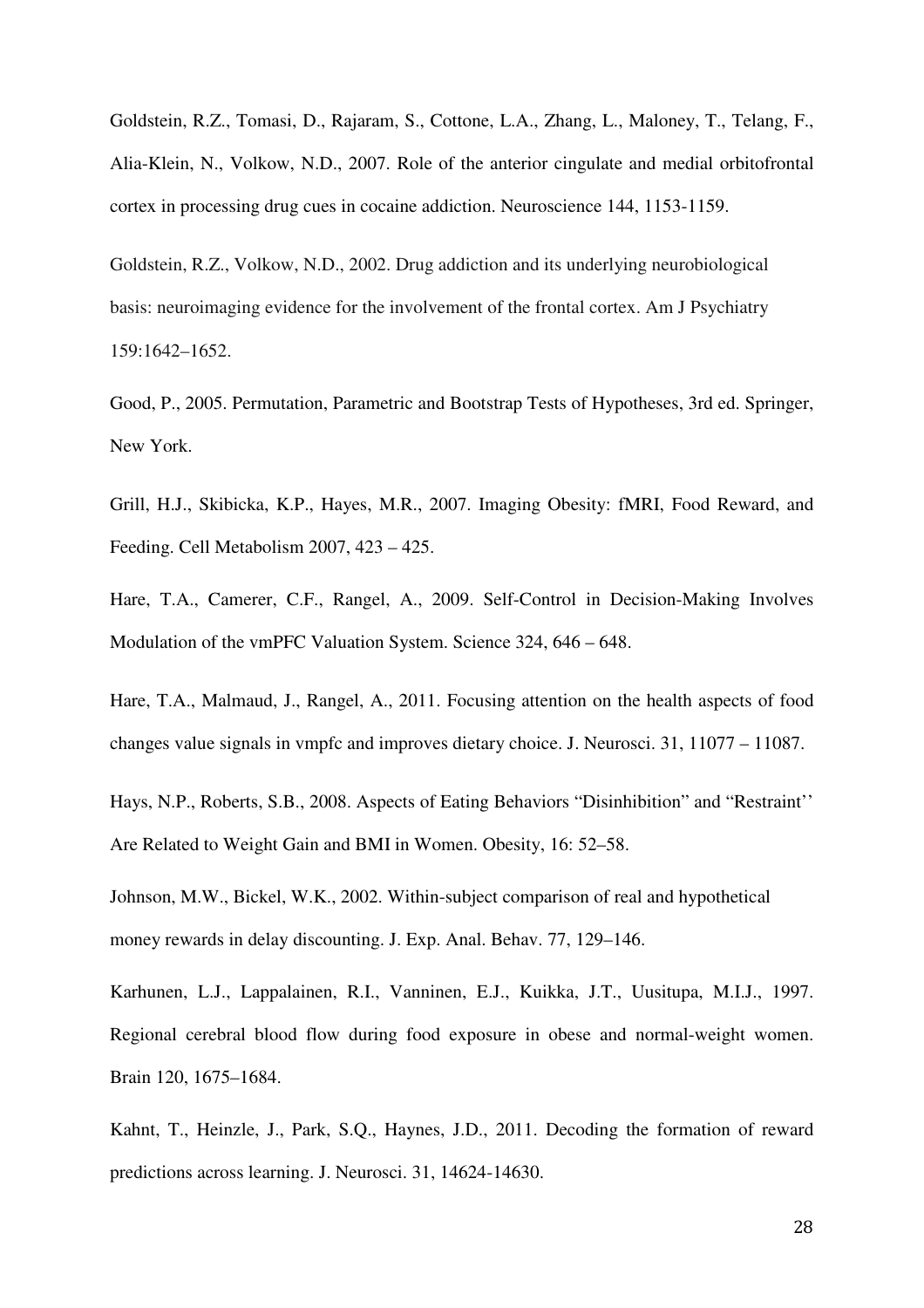Goldstein, R.Z., Tomasi, D., Rajaram, S., Cottone, L.A., Zhang, L., Maloney, T., Telang, F., Alia-Klein, N., Volkow, N.D., 2007. Role of the anterior cingulate and medial orbitofrontal cortex in processing drug cues in cocaine addiction. Neuroscience 144, 1153-1159.

Goldstein, R.Z., Volkow, N.D., 2002. Drug addiction and its underlying neurobiological basis: neuroimaging evidence for the involvement of the frontal cortex. Am J Psychiatry 159:1642–1652.

Good, P., 2005. Permutation, Parametric and Bootstrap Tests of Hypotheses, 3rd ed. Springer, New York.

Grill, H.J., Skibicka, K.P., Hayes, M.R., 2007. Imaging Obesity: fMRI, Food Reward, and Feeding. Cell Metabolism 2007, 423 – 425.

Hare, T.A., Camerer, C.F., Rangel, A., 2009. Self-Control in Decision-Making Involves Modulation of the vmPFC Valuation System. Science 324, 646 – 648.

Hare, T.A., Malmaud, J., Rangel, A., 2011. Focusing attention on the health aspects of food changes value signals in vmpfc and improves dietary choice. J. Neurosci. 31, 11077 – 11087.

Hays, N.P., Roberts, S.B., 2008. Aspects of Eating Behaviors "Disinhibition" and "Restraint'' Are Related to Weight Gain and BMI in Women. Obesity, 16: 52–58.

Johnson, M.W., Bickel, W.K., 2002. Within-subject comparison of real and hypothetical money rewards in delay discounting. J. Exp. Anal. Behav. 77, 129–146.

Karhunen, L.J., Lappalainen, R.I., Vanninen, E.J., Kuikka, J.T., Uusitupa, M.I.J., 1997. Regional cerebral blood flow during food exposure in obese and normal-weight women. Brain 120, 1675–1684.

Kahnt, T., Heinzle, J., Park, S.Q., Haynes, J.D., 2011. Decoding the formation of reward predictions across learning. J. Neurosci. 31, 14624-14630.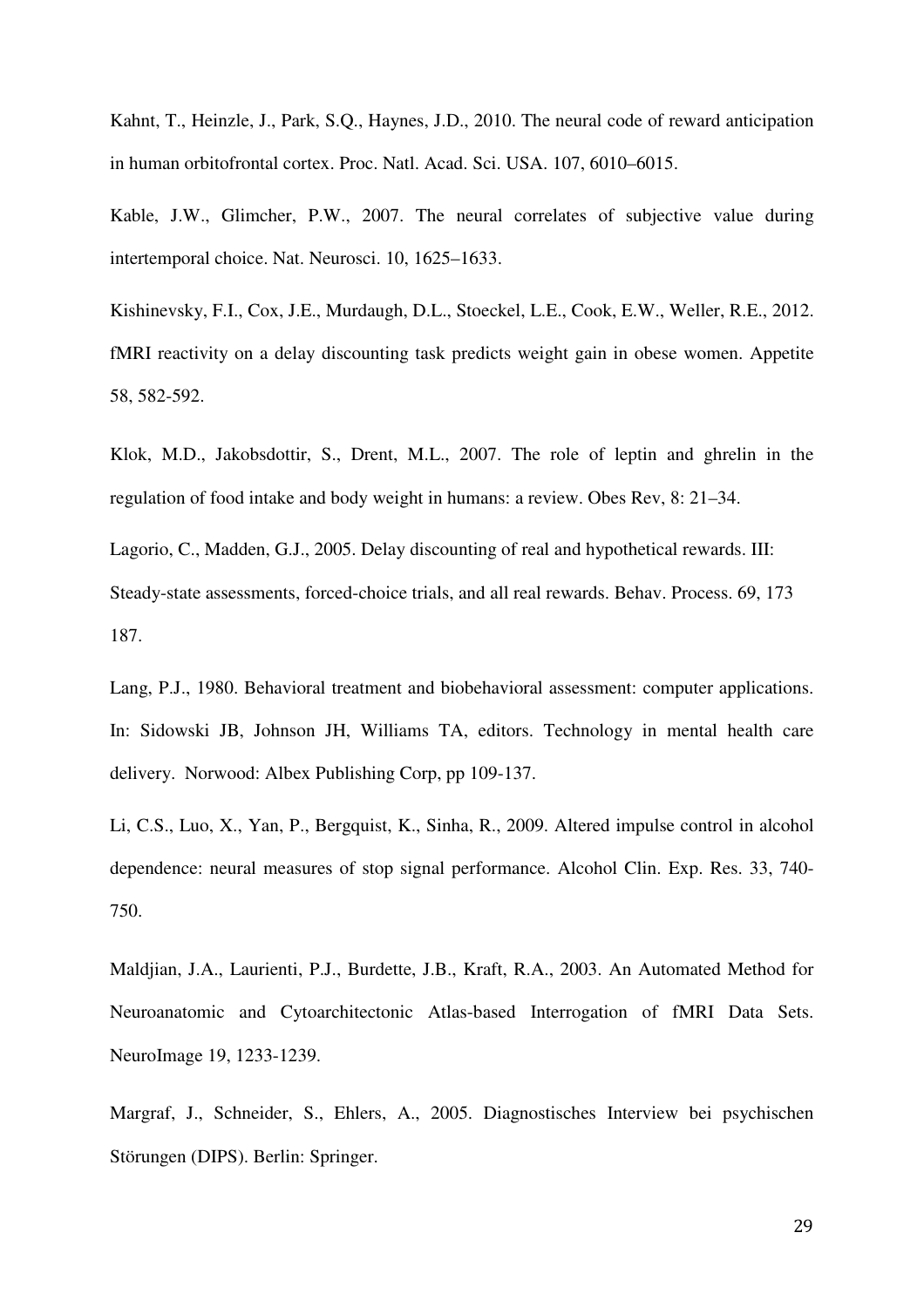Kahnt, T., Heinzle, J., Park, S.Q., Haynes, J.D., 2010. The neural code of reward anticipation in human orbitofrontal cortex. Proc. Natl. Acad. Sci. USA. 107, 6010–6015.

Kable, J.W., Glimcher, P.W., 2007. The neural correlates of subjective value during intertemporal choice. Nat. Neurosci. 10, 1625–1633.

Kishinevsky, F.I., Cox, J.E., Murdaugh, D.L., Stoeckel, L.E., Cook, E.W., Weller, R.E., 2012. fMRI reactivity on a delay discounting task predicts weight gain in obese women. Appetite 58, 582-592.

Klok, M.D., Jakobsdottir, S., Drent, M.L., 2007. The role of leptin and ghrelin in the regulation of food intake and body weight in humans: a review. Obes Rev, 8: 21–34.

Lagorio, C., Madden, G.J., 2005. Delay discounting of real and hypothetical rewards. III: Steady-state assessments, forced-choice trials, and all real rewards. Behav. Process. 69, 173 187.

Lang, P.J., 1980. Behavioral treatment and biobehavioral assessment: computer applications. In: Sidowski JB, Johnson JH, Williams TA, editors. Technology in mental health care delivery. Norwood: Albex Publishing Corp, pp 109-137.

Li, C.S., Luo, X., Yan, P., Bergquist, K., Sinha, R., 2009. Altered impulse control in alcohol dependence: neural measures of stop signal performance. Alcohol Clin. Exp. Res. 33, 740-750.

Maldjian, J.A., Laurienti, P.J., Burdette, J.B., Kraft, R.A., 2003. An Automated Method for Neuroanatomic and Cytoarchitectonic Atlas-based Interrogation of fMRI Data Sets. NeuroImage 19, 1233-1239.

Margraf, J., Schneider, S., Ehlers, A., 2005. Diagnostisches Interview bei psychischen Störungen (DIPS). Berlin: Springer.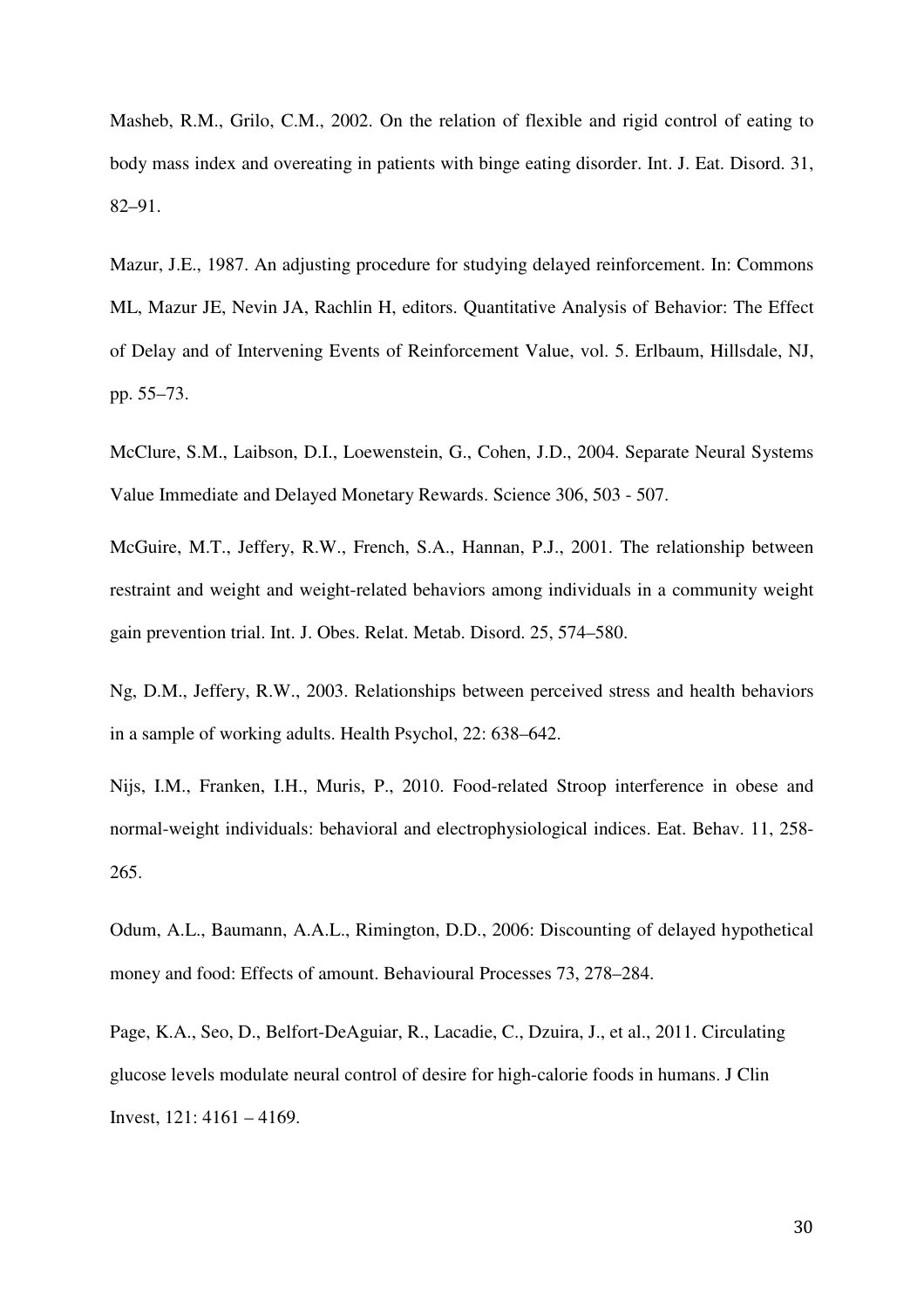Masheb, R.M., Grilo, C.M., 2002. On the relation of flexible and rigid control of eating to body mass index and overeating in patients with binge eating disorder. Int. J. Eat. Disord. 31, 82–91.

Mazur, J.E., 1987. An adjusting procedure for studying delayed reinforcement. In: Commons ML, Mazur JE, Nevin JA, Rachlin H, editors. Quantitative Analysis of Behavior: The Effect of Delay and of Intervening Events of Reinforcement Value, vol. 5. Erlbaum, Hillsdale, NJ, pp. 55–73.

McClure, S.M., Laibson, D.I., Loewenstein, G., Cohen, J.D., 2004. Separate Neural Systems Value Immediate and Delayed Monetary Rewards. Science 306, 503 - 507.

McGuire, M.T., Jeffery, R.W., French, S.A., Hannan, P.J., 2001. The relationship between restraint and weight and weight-related behaviors among individuals in a community weight gain prevention trial. Int. J. Obes. Relat. Metab. Disord. 25, 574–580.

Ng, D.M., Jeffery, R.W., 2003. Relationships between perceived stress and health behaviors in a sample of working adults. Health Psychol, 22: 638–642.

Nijs, I.M., Franken, I.H., Muris, P., 2010. Food-related Stroop interference in obese and normal-weight individuals: behavioral and electrophysiological indices. Eat. Behav. 11, 258-265.

Odum, A.L., Baumann, A.A.L., Rimington, D.D., 2006: Discounting of delayed hypothetical money and food: Effects of amount. Behavioural Processes 73, 278–284.

Page, K.A., Seo, D., Belfort-DeAguiar, R., Lacadie, C., Dzuira, J., et al., 2011. Circulating glucose levels modulate neural control of desire for high-calorie foods in humans. J Clin Invest, 121: 4161 – 4169.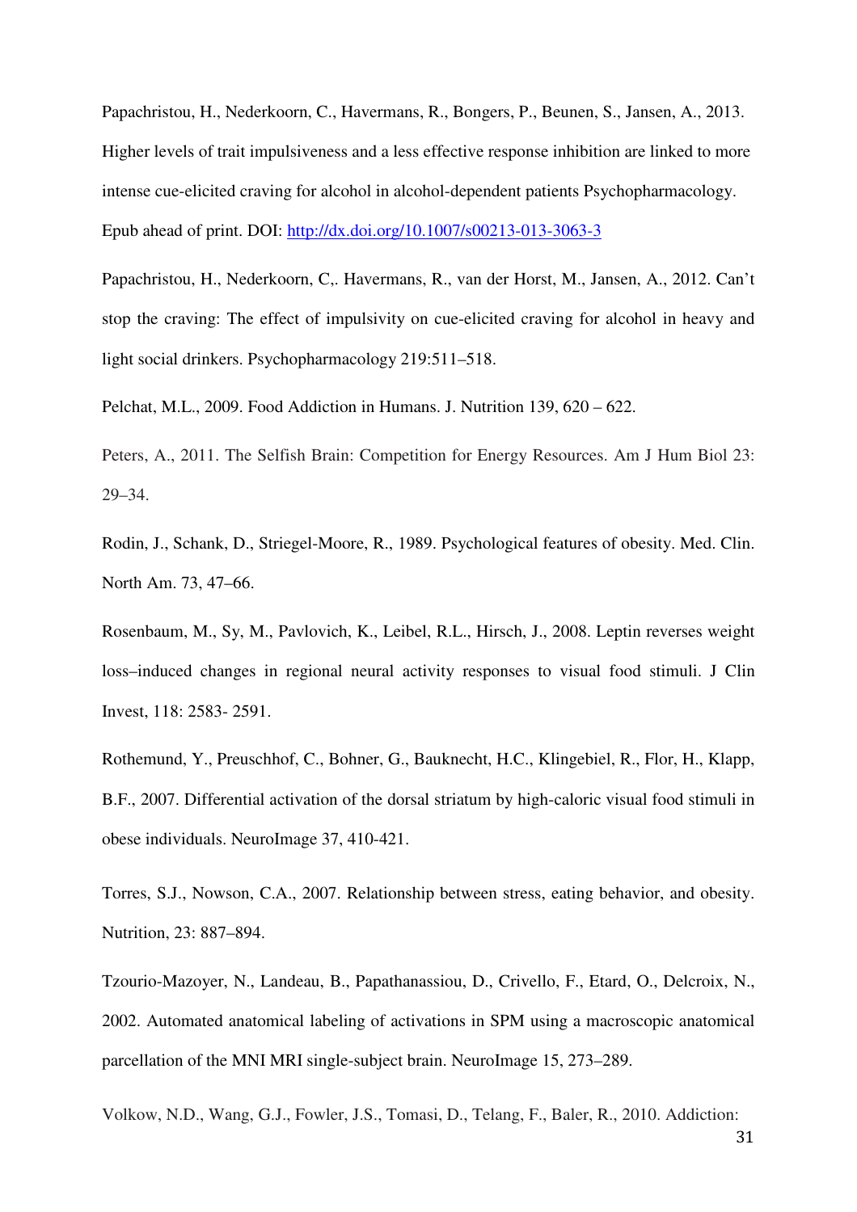Papachristou, H., Nederkoorn, C., Havermans, R., Bongers, P., Beunen, S., Jansen, A., 2013. Higher levels of trait impulsiveness and a less effective response inhibition are linked to more intense cue-elicited craving for alcohol in alcohol-dependent patients Psychopharmacology. Epub ahead of print. DOI: http://dx.doi.org/10.1007/s00213-013-3063-3

Papachristou, H., Nederkoorn, C,. Havermans, R., van der Horst, M., Jansen, A., 2012. Can't stop the craving: The effect of impulsivity on cue-elicited craving for alcohol in heavy and light social drinkers. Psychopharmacology 219:511–518.

Pelchat, M.L., 2009. Food Addiction in Humans. J. Nutrition 139, 620 – 622.

Peters, A., 2011. The Selfish Brain: Competition for Energy Resources. Am J Hum Biol 23: 29–34.

Rodin, J., Schank, D., Striegel-Moore, R., 1989. Psychological features of obesity. Med. Clin. North Am. 73, 47–66.

Rosenbaum, M., Sy, M., Pavlovich, K., Leibel, R.L., Hirsch, J., 2008. Leptin reverses weight loss–induced changes in regional neural activity responses to visual food stimuli. J Clin Invest, 118: 2583- 2591.

Rothemund, Y., Preuschhof, C., Bohner, G., Bauknecht, H.C., Klingebiel, R., Flor, H., Klapp, B.F., 2007. Differential activation of the dorsal striatum by high-caloric visual food stimuli in obese individuals. NeuroImage 37, 410-421.

Torres, S.J., Nowson, C.A., 2007. Relationship between stress, eating behavior, and obesity. Nutrition, 23: 887–894.

Tzourio-Mazoyer, N., Landeau, B., Papathanassiou, D., Crivello, F., Etard, O., Delcroix, N., 2002. Automated anatomical labeling of activations in SPM using a macroscopic anatomical parcellation of the MNI MRI single-subject brain. NeuroImage 15, 273–289.

Volkow, N.D., Wang, G.J., Fowler, J.S., Tomasi, D., Telang, F., Baler, R., 2010. Addiction: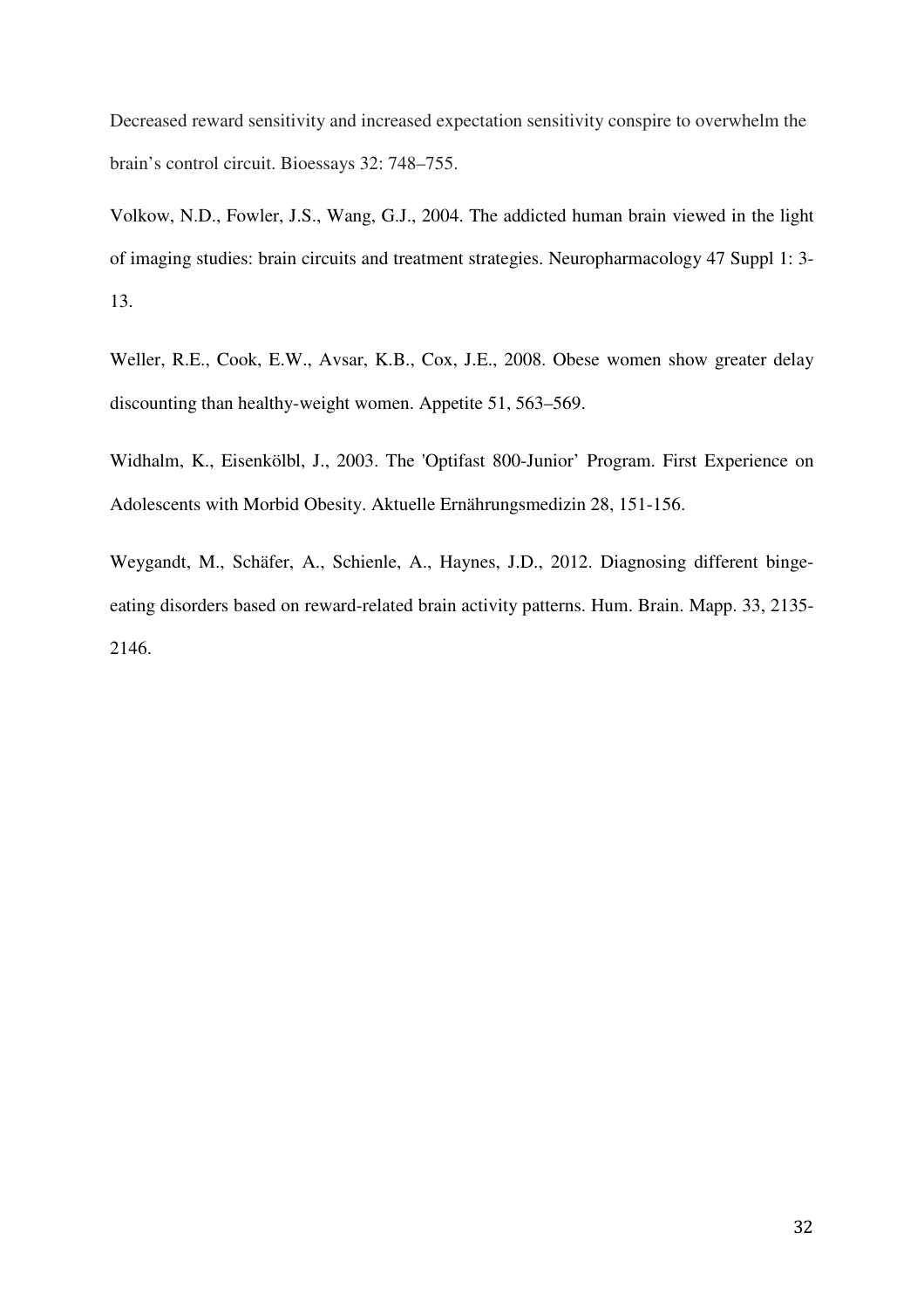Decreased reward sensitivity and increased expectation sensitivity conspire to overwhelm the brain's control circuit. Bioessays 32: 748–755.

Volkow, N.D., Fowler, J.S., Wang, G.J., 2004. The addicted human brain viewed in the light of imaging studies: brain circuits and treatment strategies. Neuropharmacology 47 Suppl 1: 3-13.

Weller, R.E., Cook, E.W., Avsar, K.B., Cox, J.E., 2008. Obese women show greater delay discounting than healthy-weight women. Appetite 51, 563–569.

Widhalm, K., Eisenkölbl, J., 2003. The 'Optifast 800-Junior' Program. First Experience on Adolescents with Morbid Obesity. Aktuelle Ernährungsmedizin 28, 151-156.

Weygandt, M., Schäfer, A., Schienle, A., Haynes, J.D., 2012. Diagnosing different binge-eating disorders based on reward-related brain activity patterns. Hum. Brain. Mapp. 33, 2135-2146.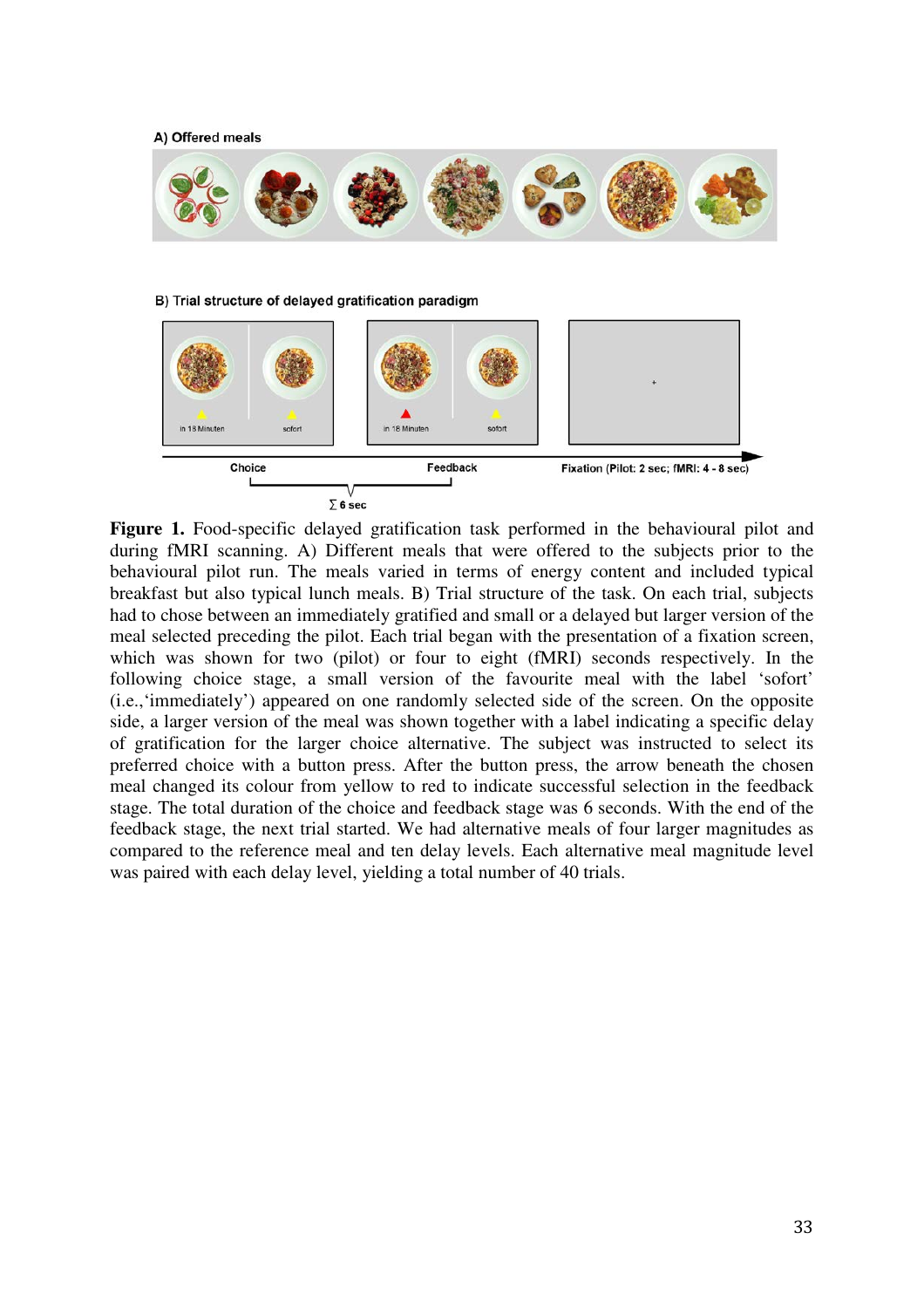A) Offered meals

B) Trial structure of delayed gratification paradigm

in 18 Minuten    sofort    in 18 Minuten    sofort

Choice    Feedback    Fixation (Pilot: 2 sec; fMRI: 4 - 8 sec)

∑ 6 sec

**Figure 1.** Food-specific delayed gratification task performed in the behavioural pilot and during fMRI scanning. A) Different meals that were offered to the subjects prior to the behavioural pilot run. The meals varied in terms of energy content and included typical breakfast but also typical lunch meals. B) Trial structure of the task. On each trial, subjects had to chose between an immediately gratified and small or a delayed but larger version of the meal selected preceding the pilot. Each trial began with the presentation of a fixation screen, which was shown for two (pilot) or four to eight (fMRI) seconds respectively. In the following choice stage, a small version of the favourite meal with the label 'sofort' (i.e.,'immediately') appeared on one randomly selected side of the screen. On the opposite side, a larger version of the meal was shown together with a label indicating a specific delay of gratification for the larger choice alternative. The subject was instructed to select its preferred choice with a button press. After the button press, the arrow beneath the chosen meal changed its colour from yellow to red to indicate successful selection in the feedback stage. The total duration of the choice and feedback stage was 6 seconds. With the end of the feedback stage, the next trial started. We had alternative meals of four larger magnitudes as compared to the reference meal and ten delay levels. Each alternative meal magnitude level was paired with each delay level, yielding a total number of 40 trials.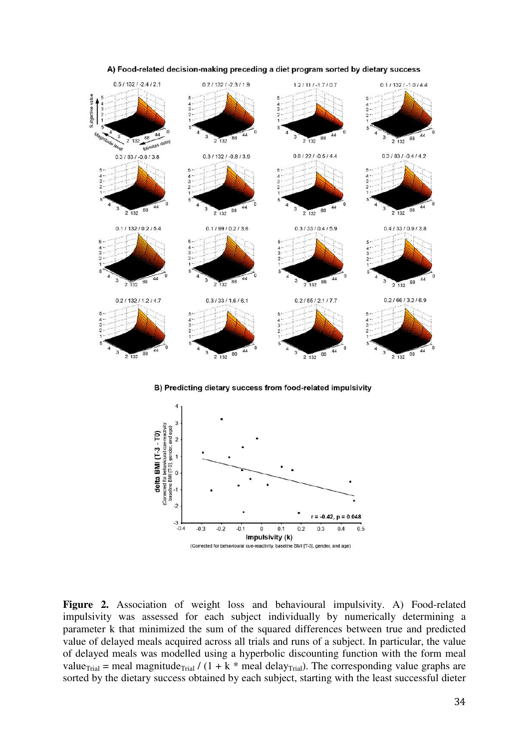**Figure 2.** Association of weight loss and behavioural impulsivity. A) Food-related impulsivity was assessed for each subject individually by numerically determining a parameter k that minimized the sum of the squared differences between true and predicted value of delayed meals acquired across all trials and runs of a subject. In particular, the value of delayed meals was modelled using a hyperbolic discounting function with the form meal $value_{Trial}$ = meal $magnitude_{Trial}$ / (1 + k * meal $delay_{Trial}$). The corresponding value graphs are sorted by the dietary success obtained by each subject, starting with the least successful dieter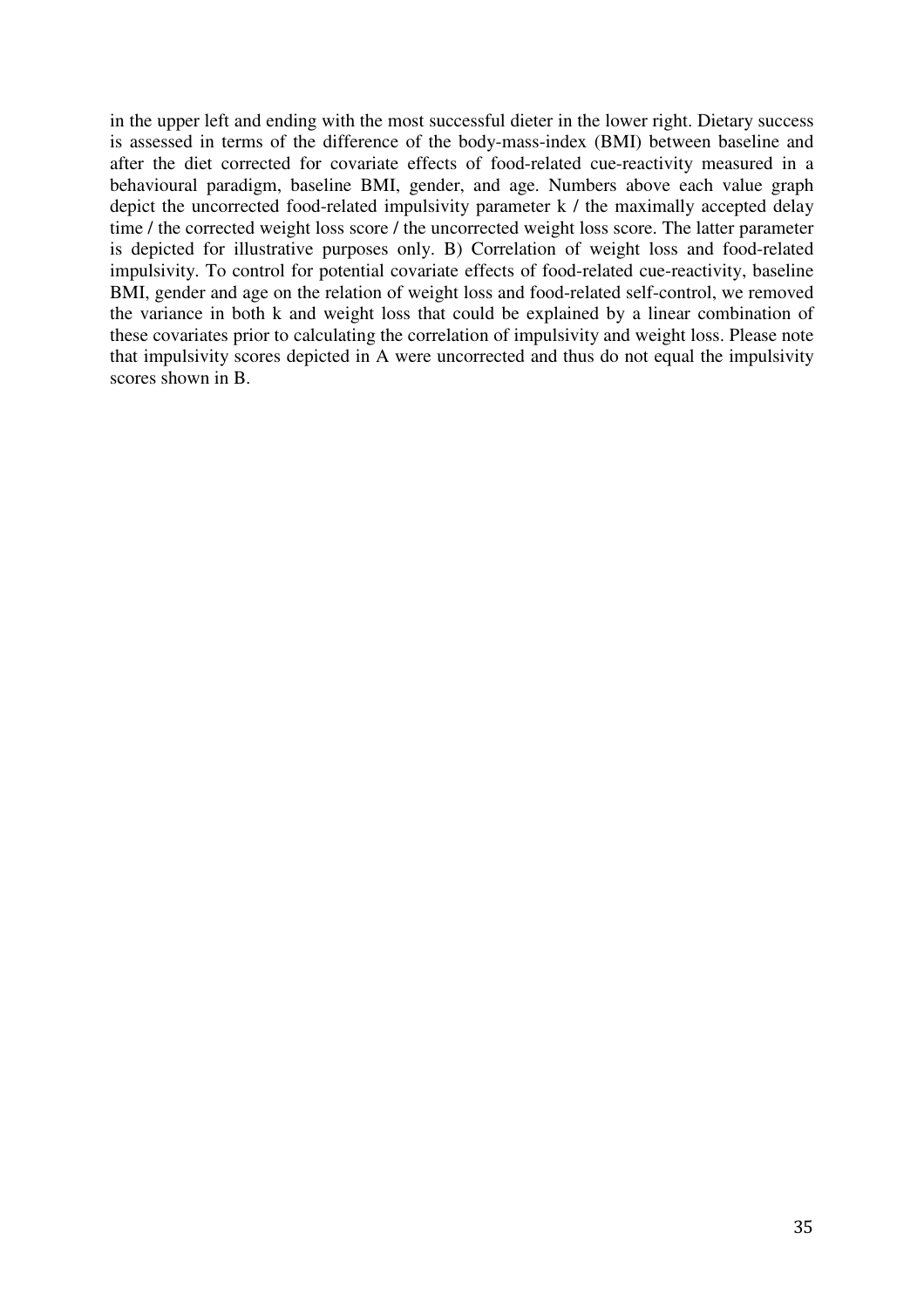in the upper left and ending with the most successful dieter in the lower right. Dietary success is assessed in terms of the difference of the body-mass-index (BMI) between baseline and after the diet corrected for covariate effects of food-related cue-reactivity measured in a behavioural paradigm, baseline BMI, gender, and age. Numbers above each value graph depict the uncorrected food-related impulsivity parameter k / the maximally accepted delay time / the corrected weight loss score / the uncorrected weight loss score. The latter parameter is depicted for illustrative purposes only. B) Correlation of weight loss and food-related impulsivity. To control for potential covariate effects of food-related cue-reactivity, baseline BMI, gender and age on the relation of weight loss and food-related self-control, we removed the variance in both k and weight loss that could be explained by a linear combination of these covariates prior to calculating the correlation of impulsivity and weight loss. Please note that impulsivity scores depicted in A were uncorrected and thus do not equal the impulsivity scores shown in B.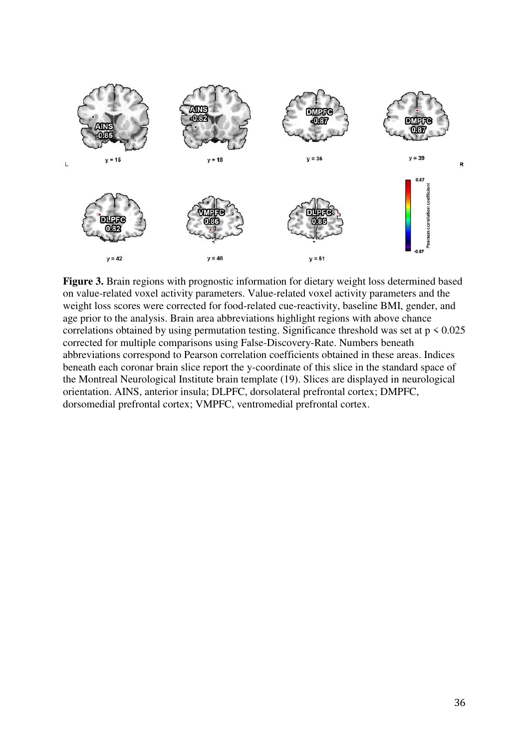**Figure 3.** Brain regions with prognostic information for dietary weight loss determined based on value-related voxel activity parameters. Value-related voxel activity parameters and the weight loss scores were corrected for food-related cue-reactivity, baseline BMI, gender, and age prior to the analysis. Brain area abbreviations highlight regions with above chance correlations obtained by using permutation testing. Significance threshold was set at $p < 0.025$ corrected for multiple comparisons using False-Discovery-Rate. Numbers beneath abbreviations correspond to Pearson correlation coefficients obtained in these areas. Indices beneath each coronar brain slice report the y-coordinate of this slice in the standard space of the Montreal Neurological Institute brain template (19). Slices are displayed in neurological orientation. AINS, anterior insula; DLPFC, dorsolateral prefrontal cortex; DMPFC, dorsomedial prefrontal cortex; VMPFC, ventromedial prefrontal cortex.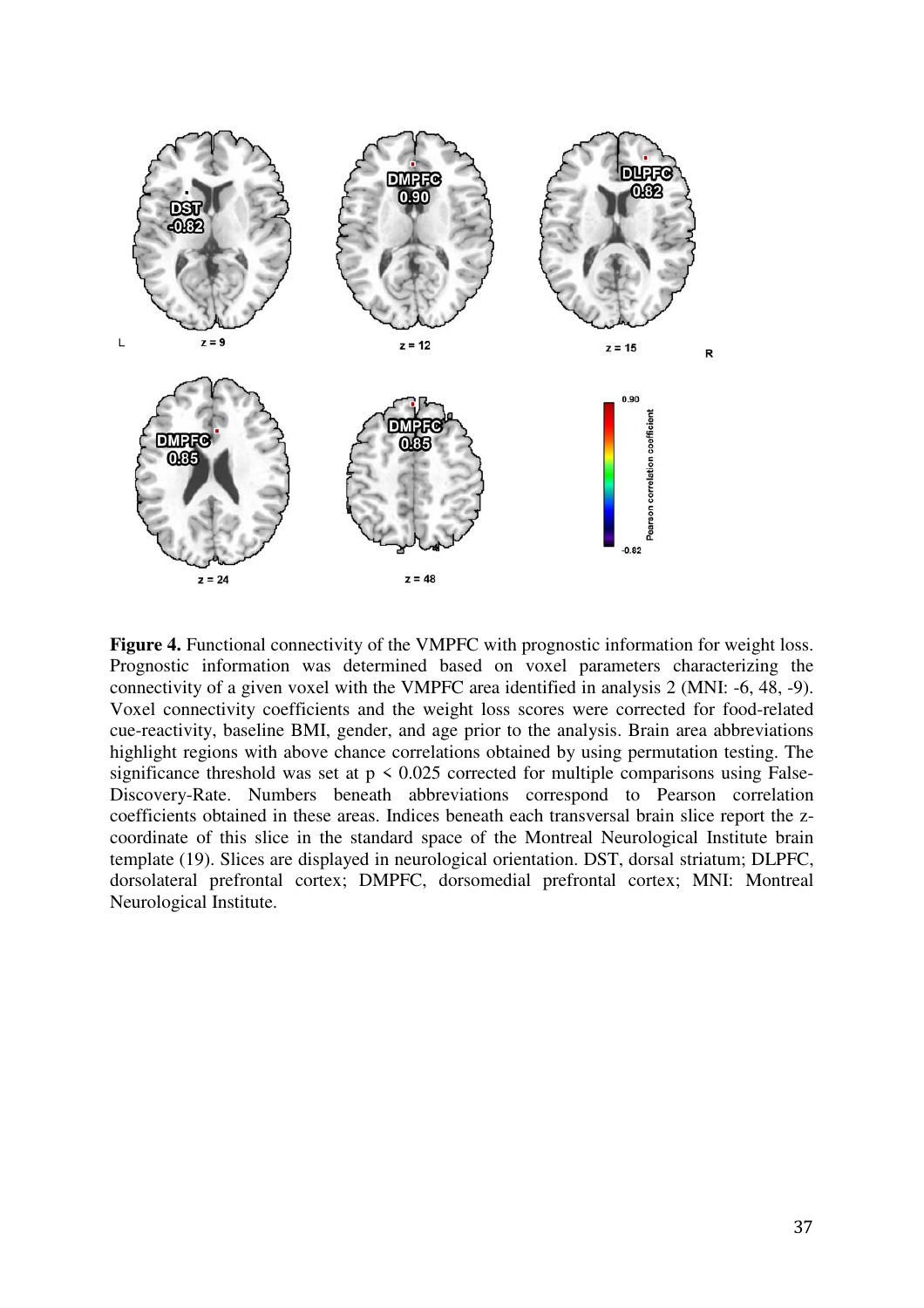DST
-0.82

DMPFC
0.90

DLPFC
0.82

L

z = 9

z = 12

z = 15

R

DMPFC
0.85

DMPFC
0.85

0.90

Pearson correlation coefficient

-0.82

z = 24

z = 48

**Figure 4.** Functional connectivity of the VMPFC with prognostic information for weight loss. Prognostic information was determined based on voxel parameters characterizing the connectivity of a given voxel with the VMPFC area identified in analysis 2 (MNI: -6, 48, -9). Voxel connectivity coefficients and the weight loss scores were corrected for food-related cue-reactivity, baseline BMI, gender, and age prior to the analysis. Brain area abbreviations highlight regions with above chance correlations obtained by using permutation testing. The significance threshold was set at $p < 0.025$ corrected for multiple comparisons using False-Discovery-Rate. Numbers beneath abbreviations correspond to Pearson correlation coefficients obtained in these areas. Indices beneath each transversal brain slice report the z-coordinate of this slice in the standard space of the Montreal Neurological Institute brain template (19). Slices are displayed in neurological orientation. DST, dorsal striatum; DLPFC, dorsolateral prefrontal cortex; DMPFC, dorsomedial prefrontal cortex; MNI: Montreal Neurological Institute.